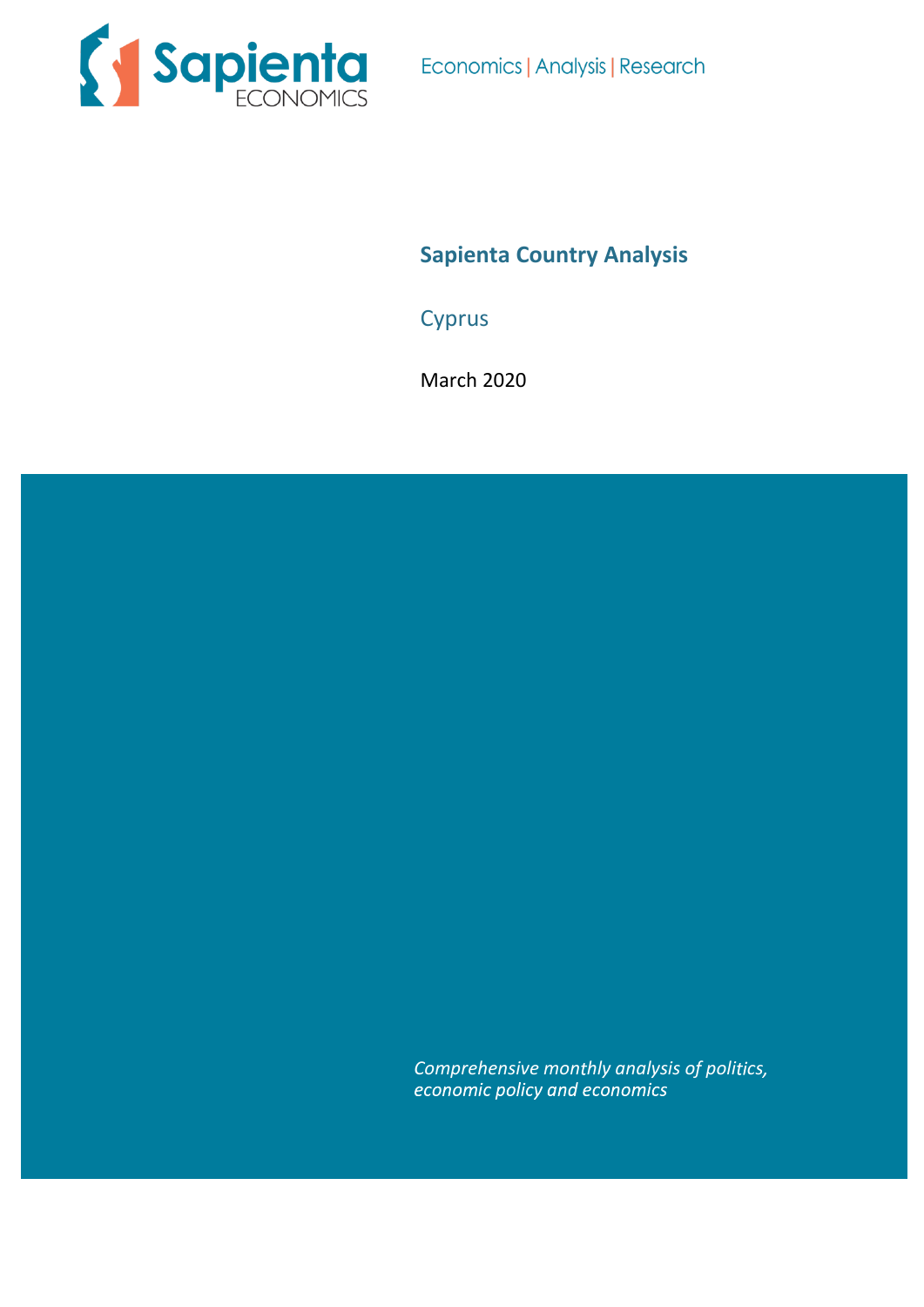Sapienta ECONOMICS

Economics | Analysis | Research

# Sapienta Country Analysis

## Cyprus

March 2020

*Comprehensive monthly analysis of politics, economic policy and economics*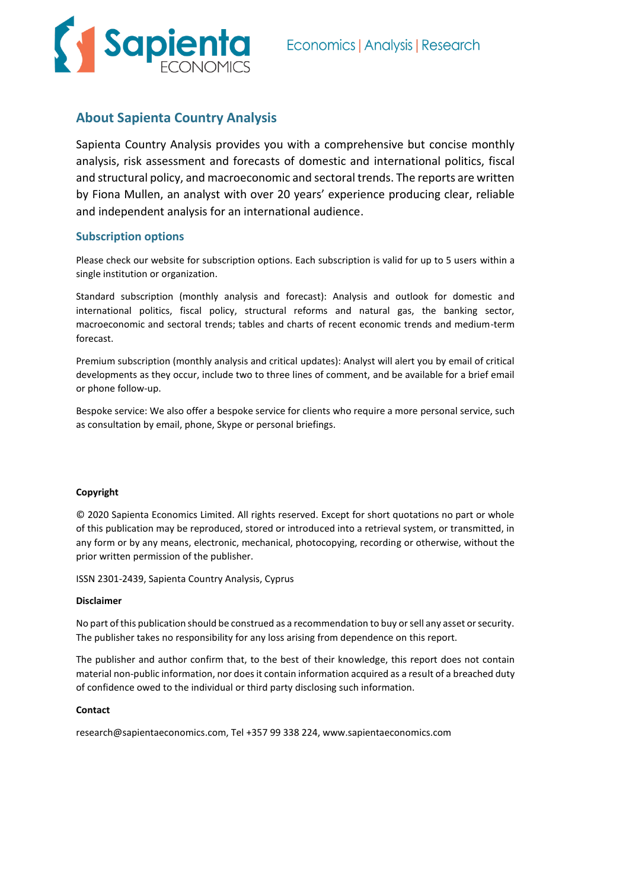## About Sapienta Country Analysis

Sapienta Country Analysis provides you with a comprehensive but concise monthly analysis, risk assessment and forecasts of domestic and international politics, fiscal and structural policy, and macroeconomic and sectoral trends. The reports are written by Fiona Mullen, an analyst with over 20 years' experience producing clear, reliable and independent analysis for an international audience.

### Subscription options

Please check our website for subscription options. Each subscription is valid for up to 5 users within a single institution or organization.

Standard subscription (monthly analysis and forecast): Analysis and outlook for domestic and international politics, fiscal policy, structural reforms and natural gas, the banking sector, macroeconomic and sectoral trends; tables and charts of recent economic trends and medium-term forecast.

Premium subscription (monthly analysis and critical updates): Analyst will alert you by email of critical developments as they occur, include two to three lines of comment, and be available for a brief email or phone follow-up.

Bespoke service: We also offer a bespoke service for clients who require a more personal service, such as consultation by email, phone, Skype or personal briefings.

**Copyright**

© 2020 Sapienta Economics Limited. All rights reserved. Except for short quotations no part or whole of this publication may be reproduced, stored or introduced into a retrieval system, or transmitted, in any form or by any means, electronic, mechanical, photocopying, recording or otherwise, without the prior written permission of the publisher.

ISSN 2301-2439, Sapienta Country Analysis, Cyprus

**Disclaimer**

No part of this publication should be construed as a recommendation to buy or sell any asset or security. The publisher takes no responsibility for any loss arising from dependence on this report.

The publisher and author confirm that, to the best of their knowledge, this report does not contain material non-public information, nor does it contain information acquired as a result of a breached duty of confidence owed to the individual or third party disclosing such information.

**Contact**

research@sapientaeconomics.com, Tel +357 99 338 224, www.sapientaeconomics.com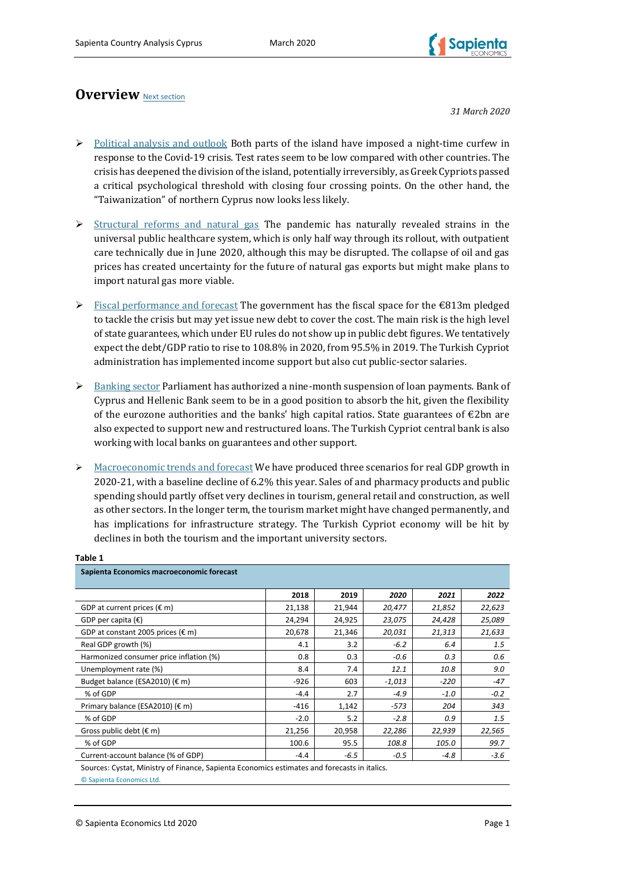# Overview [Next section]

*31 March 2020*

- [Political analysis and outlook] Both parts of the island have imposed a night-time curfew in response to the Covid-19 crisis. Test rates seem to be low compared with other countries. The crisis has deepened the division of the island, potentially irreversibly, as Greek Cypriots passed a critical psychological threshold with closing four crossing points. On the other hand, the "Taiwanization" of northern Cyprus now looks less likely.

- [Structural reforms and natural gas] The pandemic has naturally revealed strains in the universal public healthcare system, which is only half way through its rollout, with outpatient care technically due in June 2020, although this may be disrupted. The collapse of oil and gas prices has created uncertainty for the future of natural gas exports but might make plans to import natural gas more viable.

- [Fiscal performance and forecast] The government has the fiscal space for the €813m pledged to tackle the crisis but may yet issue new debt to cover the cost. The main risk is the high level of state guarantees, which under EU rules do not show up in public debt figures. We tentatively expect the debt/GDP ratio to rise to 108.8% in 2020, from 95.5% in 2019. The Turkish Cypriot administration has implemented income support but also cut public-sector salaries.

- [Banking sector] Parliament has authorized a nine-month suspension of loan payments. Bank of Cyprus and Hellenic Bank seem to be in a good position to absorb the hit, given the flexibility of the eurozone authorities and the banks' high capital ratios. State guarantees of €2bn are also expected to support new and restructured loans. The Turkish Cypriot central bank is also working with local banks on guarantees and other support.

- [Macroeconomic trends and forecast] We have produced three scenarios for real GDP growth in 2020-21, with a baseline decline of 6.2% this year. Sales of and pharmacy products and public spending should partly offset very declines in tourism, general retail and construction, as well as other sectors. In the longer term, the tourism market might have changed permanently, and has implications for infrastructure strategy. The Turkish Cypriot economy will be hit by declines in both the tourism and the important university sectors.

**Table 1**

**Sapienta Economics macroeconomic forecast**

| | 2018 | 2019 | *2020* | *2021* | *2022* |
|---|---|---|---|---|---|
| GDP at current prices (€ m) | 21,138 | 21,944 | *20,477* | *21,852* | *22,623* |
| GDP per capita (€) | 24,294 | 24,925 | *23,075* | *24,428* | *25,089* |
| GDP at constant 2005 prices (€ m) | 20,678 | 21,346 | *20,031* | *21,313* | *21,633* |
| Real GDP growth (%) | 4.1 | 3.2 | *-6.2* | *6.4* | *1.5* |
| Harmonized consumer price inflation (%) | 0.8 | 0.3 | *-0.6* | *0.3* | *0.6* |
| Unemployment rate (%) | 8.4 | 7.4 | *12.1* | *10.8* | *9.0* |
| Budget balance (ESA2010) (€ m) | -926 | 603 | *-1,013* | *-220* | *-47* |
| % of GDP | -4.4 | 2.7 | *-4.9* | *-1.0* | *-0.2* |
| Primary balance (ESA2010) (€ m) | -416 | 1,142 | *-573* | *204* | *343* |
| % of GDP | -2.0 | 5.2 | *-2.8* | *0.9* | *1.5* |
| Gross public debt (€ m) | 21,256 | 20,958 | *22,286* | *22,939* | *22,565* |
| % of GDP | 100.6 | 95.5 | *108.8* | *105.0* | *99.7* |
| Current-account balance (% of GDP) | -4.4 | -6.5 | *-0.5* | *-4.8* | *-3.6* |

Sources: Cystat, Ministry of Finance, Sapienta Economics estimates and forecasts in italics.

© Sapienta Economics Ltd.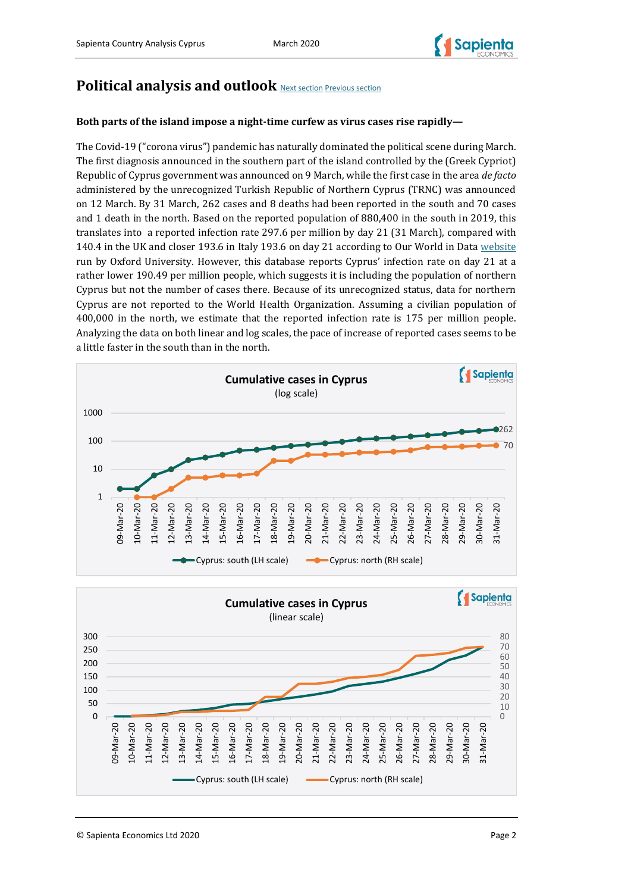## Political analysis and outlook [Next section](#) [Previous section](#)

**Both parts of the island impose a night-time curfew as virus cases rise rapidly—**

The Covid-19 ("corona virus") pandemic has naturally dominated the political scene during March. The first diagnosis announced in the southern part of the island controlled by the (Greek Cypriot) Republic of Cyprus government was announced on 9 March, while the first case in the area *de facto* administered by the unrecognized Turkish Republic of Northern Cyprus (TRNC) was announced on 12 March. By 31 March, 262 cases and 8 deaths had been reported in the south and 70 cases and 1 death in the north. Based on the reported population of 880,400 in the south in 2019, this translates into a reported infection rate 297.6 per million by day 21 (31 March), compared with 140.4 in the UK and closer 193.6 in Italy 193.6 on day 21 according to Our World in Data [website](#) run by Oxford University. However, this database reports Cyprus' infection rate on day 21 at a rather lower 190.49 per million people, which suggests it is including the population of northern Cyprus but not the number of cases there. Because of its unrecognized status, data for northern Cyprus are not reported to the World Health Organization. Assuming a civilian population of 400,000 in the north, we estimate that the reported infection rate is 175 per million people. Analyzing the data on both linear and log scales, the pace of increase of reported cases seems to be a little faster in the south than in the north.

**Cumulative cases in Cyprus** (log scale)

Cyprus: south (LH scale) — Cyprus: north (RH scale)

**Cumulative cases in Cyprus** (linear scale)

Cyprus: south (LH scale) — Cyprus: north (RH scale)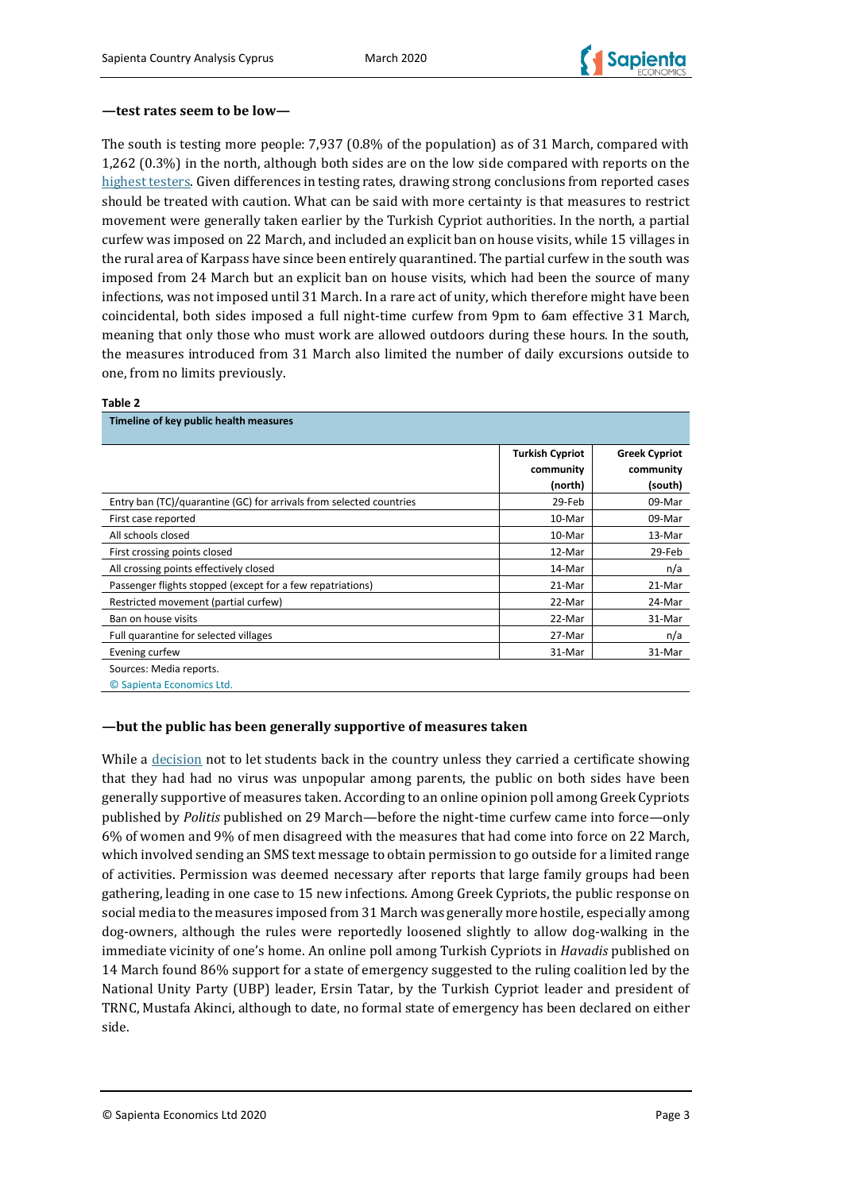**—test rates seem to be low—**

The south is testing more people: 7,937 (0.8% of the population) as of 31 March, compared with 1,262 (0.3%) in the north, although both sides are on the low side compared with reports on the highest testers. Given differences in testing rates, drawing strong conclusions from reported cases should be treated with caution. What can be said with more certainty is that measures to restrict movement were generally taken earlier by the Turkish Cypriot authorities. In the north, a partial curfew was imposed on 22 March, and included an explicit ban on house visits, while 15 villages in the rural area of Karpass have since been entirely quarantined. The partial curfew in the south was imposed from 24 March but an explicit ban on house visits, which had been the source of many infections, was not imposed until 31 March. In a rare act of unity, which therefore might have been coincidental, both sides imposed a full night-time curfew from 9pm to 6am effective 31 March, meaning that only those who must work are allowed outdoors during these hours. In the south, the measures introduced from 31 March also limited the number of daily excursions outside to one, from no limits previously.

**Table 2**

**Timeline of key public health measures**

| | Turkish Cypriot community (north) | Greek Cypriot community (south) |
|---|---|---|
| Entry ban (TC)/quarantine (GC) for arrivals from selected countries | 29-Feb | 09-Mar |
| First case reported | 10-Mar | 09-Mar |
| All schools closed | 10-Mar | 13-Mar |
| First crossing points closed | 12-Mar | 29-Feb |
| All crossing points effectively closed | 14-Mar | n/a |
| Passenger flights stopped (except for a few repatriations) | 21-Mar | 21-Mar |
| Restricted movement (partial curfew) | 22-Mar | 24-Mar |
| Ban on house visits | 22-Mar | 31-Mar |
| Full quarantine for selected villages | 27-Mar | n/a |
| Evening curfew | 31-Mar | 31-Mar |

Sources: Media reports.

© Sapienta Economics Ltd.

**—but the public has been generally supportive of measures taken**

While a decision not to let students back in the country unless they carried a certificate showing that they had had no virus was unpopular among parents, the public on both sides have been generally supportive of measures taken. According to an online opinion poll among Greek Cypriots published by *Politis* published on 29 March—before the night-time curfew came into force—only 6% of women and 9% of men disagreed with the measures that had come into force on 22 March, which involved sending an SMS text message to obtain permission to go outside for a limited range of activities. Permission was deemed necessary after reports that large family groups had been gathering, leading in one case to 15 new infections. Among Greek Cypriots, the public response on social media to the measures imposed from 31 March was generally more hostile, especially among dog-owners, although the rules were reportedly loosened slightly to allow dog-walking in the immediate vicinity of one's home. An online poll among Turkish Cypriots in *Havadis* published on 14 March found 86% support for a state of emergency suggested to the ruling coalition led by the National Unity Party (UBP) leader, Ersin Tatar, by the Turkish Cypriot leader and president of TRNC, Mustafa Akinci, although to date, no formal state of emergency has been declared on either side.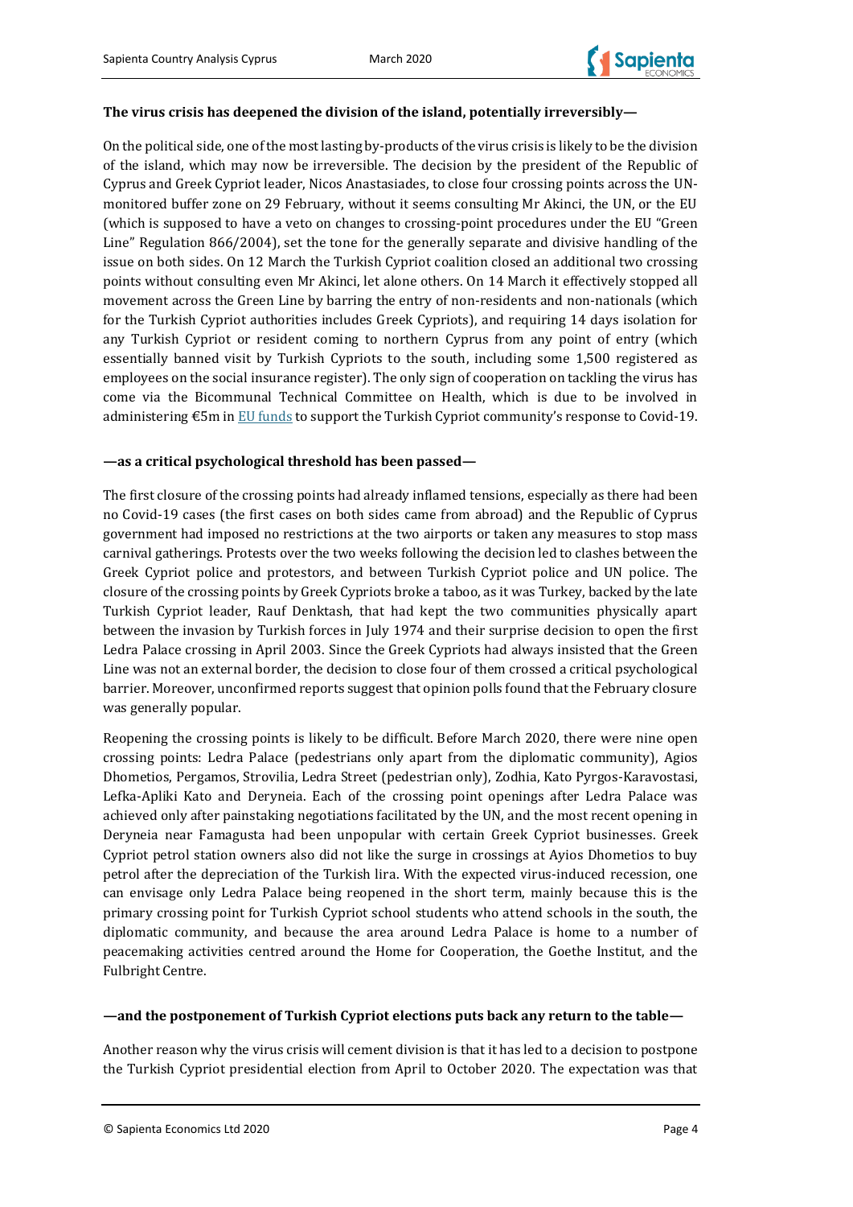**The virus crisis has deepened the division of the island, potentially irreversibly—**

On the political side, one of the most lasting by-products of the virus crisis is likely to be the division of the island, which may now be irreversible. The decision by the president of the Republic of Cyprus and Greek Cypriot leader, Nicos Anastasiades, to close four crossing points across the UN-monitored buffer zone on 29 February, without it seems consulting Mr Akinci, the UN, or the EU (which is supposed to have a veto on changes to crossing-point procedures under the EU "Green Line" Regulation 866/2004), set the tone for the generally separate and divisive handling of the issue on both sides. On 12 March the Turkish Cypriot coalition closed an additional two crossing points without consulting even Mr Akinci, let alone others. On 14 March it effectively stopped all movement across the Green Line by barring the entry of non-residents and non-nationals (which for the Turkish Cypriot authorities includes Greek Cypriots), and requiring 14 days isolation for any Turkish Cypriot or resident coming to northern Cyprus from any point of entry (which essentially banned visit by Turkish Cypriots to the south, including some 1,500 registered as employees on the social insurance register). The only sign of cooperation on tackling the virus has come via the Bicommunal Technical Committee on Health, which is due to be involved in administering €5m in EU funds to support the Turkish Cypriot community's response to Covid-19.

**—as a critical psychological threshold has been passed—**

The first closure of the crossing points had already inflamed tensions, especially as there had been no Covid-19 cases (the first cases on both sides came from abroad) and the Republic of Cyprus government had imposed no restrictions at the two airports or taken any measures to stop mass carnival gatherings. Protests over the two weeks following the decision led to clashes between the Greek Cypriot police and protestors, and between Turkish Cypriot police and UN police. The closure of the crossing points by Greek Cypriots broke a taboo, as it was Turkey, backed by the late Turkish Cypriot leader, Rauf Denktash, that had kept the two communities physically apart between the invasion by Turkish forces in July 1974 and their surprise decision to open the first Ledra Palace crossing in April 2003. Since the Greek Cypriots had always insisted that the Green Line was not an external border, the decision to close four of them crossed a critical psychological barrier. Moreover, unconfirmed reports suggest that opinion polls found that the February closure was generally popular.

Reopening the crossing points is likely to be difficult. Before March 2020, there were nine open crossing points: Ledra Palace (pedestrians only apart from the diplomatic community), Agios Dhometios, Pergamos, Strovilia, Ledra Street (pedestrian only), Zodhia, Kato Pyrgos-Karavostasi, Lefka-Apliki Kato and Deryneia. Each of the crossing point openings after Ledra Palace was achieved only after painstaking negotiations facilitated by the UN, and the most recent opening in Deryneia near Famagusta had been unpopular with certain Greek Cypriot businesses. Greek Cypriot petrol station owners also did not like the surge in crossings at Ayios Dhometios to buy petrol after the depreciation of the Turkish lira. With the expected virus-induced recession, one can envisage only Ledra Palace being reopened in the short term, mainly because this is the primary crossing point for Turkish Cypriot school students who attend schools in the south, the diplomatic community, and because the area around Ledra Palace is home to a number of peacemaking activities centred around the Home for Cooperation, the Goethe Institut, and the Fulbright Centre.

**—and the postponement of Turkish Cypriot elections puts back any return to the table—**

Another reason why the virus crisis will cement division is that it has led to a decision to postpone the Turkish Cypriot presidential election from April to October 2020. The expectation was that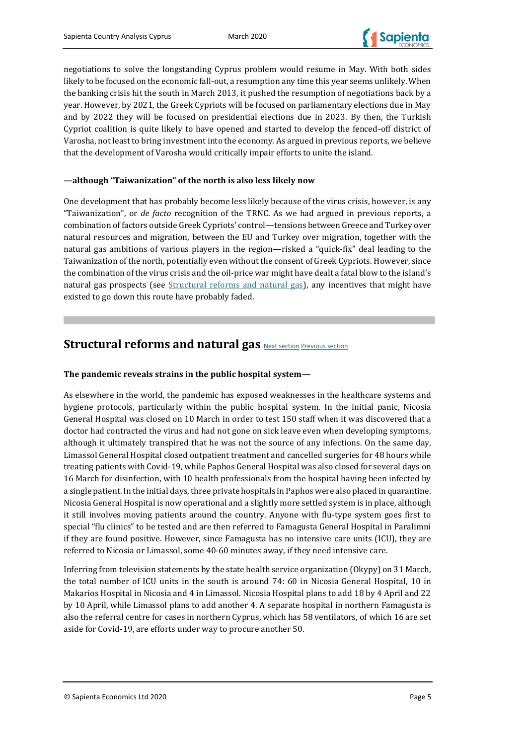negotiations to solve the longstanding Cyprus problem would resume in May. With both sides likely to be focused on the economic fall-out, a resumption any time this year seems unlikely. When the banking crisis hit the south in March 2013, it pushed the resumption of negotiations back by a year. However, by 2021, the Greek Cypriots will be focused on parliamentary elections due in May and by 2022 they will be focused on presidential elections due in 2023. By then, the Turkish Cypriot coalition is quite likely to have opened and started to develop the fenced-off district of Varosha, not least to bring investment into the economy. As argued in previous reports, we believe that the development of Varosha would critically impair efforts to unite the island.

**—although "Taiwanization" of the north is also less likely now**

One development that has probably become less likely because of the virus crisis, however, is any "Taiwanization", or *de facto* recognition of the TRNC. As we had argued in previous reports, a combination of factors outside Greek Cypriots' control—tensions between Greece and Turkey over natural resources and migration, between the EU and Turkey over migration, together with the natural gas ambitions of various players in the region—risked a "quick-fix" deal leading to the Taiwanization of the north, potentially even without the consent of Greek Cypriots. However, since the combination of the virus crisis and the oil-price war might have dealt a fatal blow to the island's natural gas prospects (see Structural reforms and natural gas), any incentives that might have existed to go down this route have probably faded.

## Structural reforms and natural gas

Next section Previous section

**The pandemic reveals strains in the public hospital system—**

As elsewhere in the world, the pandemic has exposed weaknesses in the healthcare systems and hygiene protocols, particularly within the public hospital system. In the initial panic, Nicosia General Hospital was closed on 10 March in order to test 150 staff when it was discovered that a doctor had contracted the virus and had not gone on sick leave even when developing symptoms, although it ultimately transpired that he was not the source of any infections. On the same day, Limassol General Hospital closed outpatient treatment and cancelled surgeries for 48 hours while treating patients with Covid-19, while Paphos General Hospital was also closed for several days on 16 March for disinfection, with 10 health professionals from the hospital having been infected by a single patient. In the initial days, three private hospitals in Paphos were also placed in quarantine. Nicosia General Hospital is now operational and a slightly more settled system is in place, although it still involves moving patients around the country. Anyone with flu-type system goes first to special "flu clinics" to be tested and are then referred to Famagusta General Hospital in Paralimni if they are found positive. However, since Famagusta has no intensive care units (ICU), they are referred to Nicosia or Limassol, some 40-60 minutes away, if they need intensive care.

Inferring from television statements by the state health service organization (Okypy) on 31 March, the total number of ICU units in the south is around 74: 60 in Nicosia General Hospital, 10 in Makarios Hospital in Nicosia and 4 in Limassol. Nicosia Hospital plans to add 18 by 4 April and 22 by 10 April, while Limassol plans to add another 4. A separate hospital in northern Famagusta is also the referral centre for cases in northern Cyprus, which has 58 ventilators, of which 16 are set aside for Covid-19, are efforts under way to procure another 50.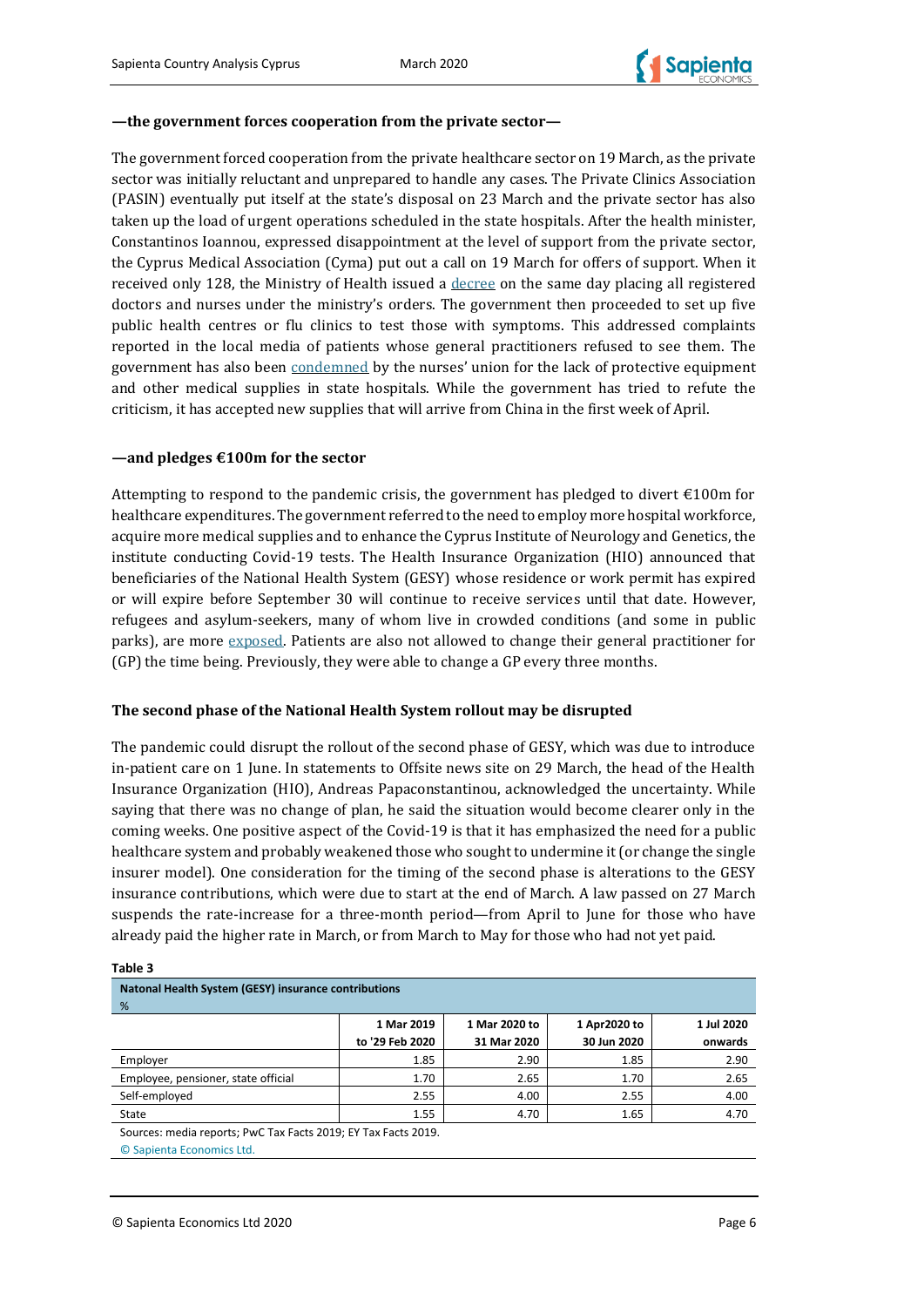**—the government forces cooperation from the private sector—**

The government forced cooperation from the private healthcare sector on 19 March, as the private sector was initially reluctant and unprepared to handle any cases. The Private Clinics Association (PASIN) eventually put itself at the state's disposal on 23 March and the private sector has also taken up the load of urgent operations scheduled in the state hospitals. After the health minister, Constantinos Ioannou, expressed disappointment at the level of support from the private sector, the Cyprus Medical Association (Cyma) put out a call on 19 March for offers of support. When it received only 128, the Ministry of Health issued a decree on the same day placing all registered doctors and nurses under the ministry's orders. The government then proceeded to set up five public health centres or flu clinics to test those with symptoms. This addressed complaints reported in the local media of patients whose general practitioners refused to see them. The government has also been condemned by the nurses' union for the lack of protective equipment and other medical supplies in state hospitals. While the government has tried to refute the criticism, it has accepted new supplies that will arrive from China in the first week of April.

**—and pledges €100m for the sector**

Attempting to respond to the pandemic crisis, the government has pledged to divert €100m for healthcare expenditures. The government referred to the need to employ more hospital workforce, acquire more medical supplies and to enhance the Cyprus Institute of Neurology and Genetics, the institute conducting Covid-19 tests. The Health Insurance Organization (HIO) announced that beneficiaries of the National Health System (GESY) whose residence or work permit has expired or will expire before September 30 will continue to receive services until that date. However, refugees and asylum-seekers, many of whom live in crowded conditions (and some in public parks), are more exposed. Patients are also not allowed to change their general practitioner for (GP) the time being. Previously, they were able to change a GP every three months.

## The second phase of the National Health System rollout may be disrupted

The pandemic could disrupt the rollout of the second phase of GESY, which was due to introduce in-patient care on 1 June. In statements to Offsite news site on 29 March, the head of the Health Insurance Organization (HIO), Andreas Papaconstantinou, acknowledged the uncertainty. While saying that there was no change of plan, he said the situation would become clearer only in the coming weeks. One positive aspect of the Covid-19 is that it has emphasized the need for a public healthcare system and probably weakened those who sought to undermine it (or change the single insurer model). One consideration for the timing of the second phase is alterations to the GESY insurance contributions, which were due to start at the end of March. A law passed on 27 March suspends the rate-increase for a three-month period—from April to June for those who have already paid the higher rate in March, or from March to May for those who had not yet paid.

**Table 3**

**Natonal Health System (GESY) insurance contributions**
%

| | 1 Mar 2019 to '29 Feb 2020 | 1 Mar 2020 to 31 Mar 2020 | 1 Apr2020 to 30 Jun 2020 | 1 Jul 2020 onwards |
|---|---|---|---|---|
| Employer | 1.85 | 2.90 | 1.85 | 2.90 |
| Employee, pensioner, state official | 1.70 | 2.65 | 1.70 | 2.65 |
| Self-employed | 2.55 | 4.00 | 2.55 | 4.00 |
| State | 1.55 | 4.70 | 1.65 | 4.70 |

Sources: media reports; PwC Tax Facts 2019; EY Tax Facts 2019.
© Sapienta Economics Ltd.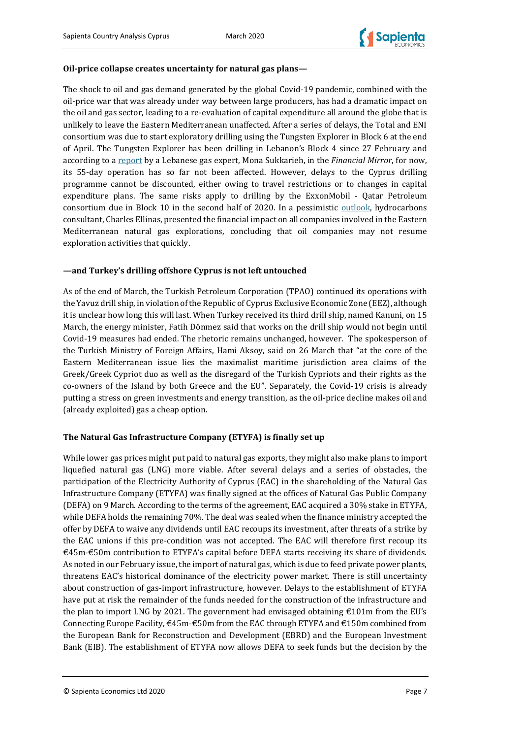**Oil-price collapse creates uncertainty for natural gas plans—**

The shock to oil and gas demand generated by the global Covid-19 pandemic, combined with the oil-price war that was already under way between large producers, has had a dramatic impact on the oil and gas sector, leading to a re-evaluation of capital expenditure all around the globe that is unlikely to leave the Eastern Mediterranean unaffected. After a series of delays, the Total and ENI consortium was due to start exploratory drilling using the Tungsten Explorer in Block 6 at the end of April. The Tungsten Explorer has been drilling in Lebanon's Block 4 since 27 February and according to a report by a Lebanese gas expert, Mona Sukkarieh, in the *Financial Mirror*, for now, its 55-day operation has so far not been affected. However, delays to the Cyprus drilling programme cannot be discounted, either owing to travel restrictions or to changes in capital expenditure plans. The same risks apply to drilling by the ExxonMobil - Qatar Petroleum consortium due in Block 10 in the second half of 2020. In a pessimistic outlook, hydrocarbons consultant, Charles Ellinas, presented the financial impact on all companies involved in the Eastern Mediterranean natural gas explorations, concluding that oil companies may not resume exploration activities that quickly.

**—and Turkey's drilling offshore Cyprus is not left untouched**

As of the end of March, the Turkish Petroleum Corporation (TPAO) continued its operations with the Yavuz drill ship, in violation of the Republic of Cyprus Exclusive Economic Zone (EEZ), although it is unclear how long this will last. When Turkey received its third drill ship, named Kanuni, on 15 March, the energy minister, Fatih Dönmez said that works on the drill ship would not begin until Covid-19 measures had ended. The rhetoric remains unchanged, however. The spokesperson of the Turkish Ministry of Foreign Affairs, Hami Aksoy, said on 26 March that "at the core of the Eastern Mediterranean issue lies the maximalist maritime jurisdiction area claims of the Greek/Greek Cypriot duo as well as the disregard of the Turkish Cypriots and their rights as the co-owners of the Island by both Greece and the EU". Separately, the Covid-19 crisis is already putting a stress on green investments and energy transition, as the oil-price decline makes oil and (already exploited) gas a cheap option.

**The Natural Gas Infrastructure Company (ETYFA) is finally set up**

While lower gas prices might put paid to natural gas exports, they might also make plans to import liquefied natural gas (LNG) more viable. After several delays and a series of obstacles, the participation of the Electricity Authority of Cyprus (EAC) in the shareholding of the Natural Gas Infrastructure Company (ETYFA) was finally signed at the offices of Natural Gas Public Company (DEFA) on 9 March. According to the terms of the agreement, EAC acquired a 30% stake in ETYFA, while DEFA holds the remaining 70%. The deal was sealed when the finance ministry accepted the offer by DEFA to waive any dividends until EAC recoups its investment, after threats of a strike by the EAC unions if this pre-condition was not accepted. The EAC will therefore first recoup its €45m-€50m contribution to ETYFA's capital before DEFA starts receiving its share of dividends. As noted in our February issue, the import of natural gas, which is due to feed private power plants, threatens EAC's historical dominance of the electricity power market. There is still uncertainty about construction of gas-import infrastructure, however. Delays to the establishment of ETYFA have put at risk the remainder of the funds needed for the construction of the infrastructure and the plan to import LNG by 2021. The government had envisaged obtaining €101m from the EU's Connecting Europe Facility, €45m-€50m from the EAC through ETYFA and €150m combined from the European Bank for Reconstruction and Development (EBRD) and the European Investment Bank (EIB). The establishment of ETYFA now allows DEFA to seek funds but the decision by the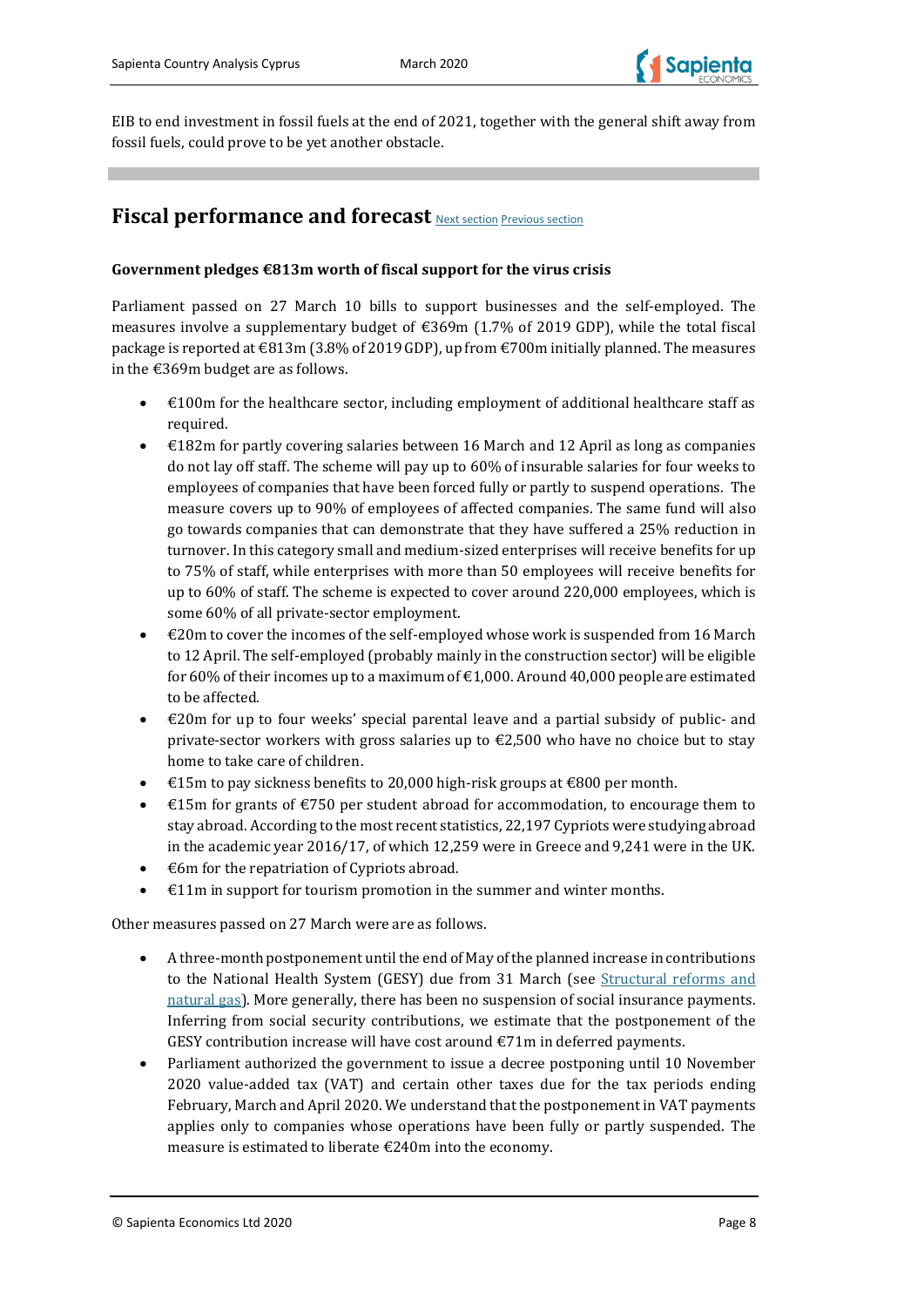EIB to end investment in fossil fuels at the end of 2021, together with the general shift away from fossil fuels, could prove to be yet another obstacle.

## Fiscal performance and forecast [Next section](#) [Previous section](#)

**Government pledges €813m worth of fiscal support for the virus crisis**

Parliament passed on 27 March 10 bills to support businesses and the self-employed. The measures involve a supplementary budget of €369m (1.7% of 2019 GDP), while the total fiscal package is reported at €813m (3.8% of 2019 GDP), up from €700m initially planned. The measures in the €369m budget are as follows.

- €100m for the healthcare sector, including employment of additional healthcare staff as required.
- €182m for partly covering salaries between 16 March and 12 April as long as companies do not lay off staff. The scheme will pay up to 60% of insurable salaries for four weeks to employees of companies that have been forced fully or partly to suspend operations. The measure covers up to 90% of employees of affected companies. The same fund will also go towards companies that can demonstrate that they have suffered a 25% reduction in turnover. In this category small and medium-sized enterprises will receive benefits for up to 75% of staff, while enterprises with more than 50 employees will receive benefits for up to 60% of staff. The scheme is expected to cover around 220,000 employees, which is some 60% of all private-sector employment.
- €20m to cover the incomes of the self-employed whose work is suspended from 16 March to 12 April. The self-employed (probably mainly in the construction sector) will be eligible for 60% of their incomes up to a maximum of €1,000. Around 40,000 people are estimated to be affected.
- €20m for up to four weeks' special parental leave and a partial subsidy of public- and private-sector workers with gross salaries up to €2,500 who have no choice but to stay home to take care of children.
- €15m to pay sickness benefits to 20,000 high-risk groups at €800 per month.
- €15m for grants of €750 per student abroad for accommodation, to encourage them to stay abroad. According to the most recent statistics, 22,197 Cypriots were studying abroad in the academic year 2016/17, of which 12,259 were in Greece and 9,241 were in the UK.
- €6m for the repatriation of Cypriots abroad.
- €11m in support for tourism promotion in the summer and winter months.

Other measures passed on 27 March were are as follows.

- A three-month postponement until the end of May of the planned increase in contributions to the National Health System (GESY) due from 31 March (see [Structural reforms and natural gas](#)). More generally, there has been no suspension of social insurance payments. Inferring from social security contributions, we estimate that the postponement of the GESY contribution increase will have cost around €71m in deferred payments.
- Parliament authorized the government to issue a decree postponing until 10 November 2020 value-added tax (VAT) and certain other taxes due for the tax periods ending February, March and April 2020. We understand that the postponement in VAT payments applies only to companies whose operations have been fully or partly suspended. The measure is estimated to liberate €240m into the economy.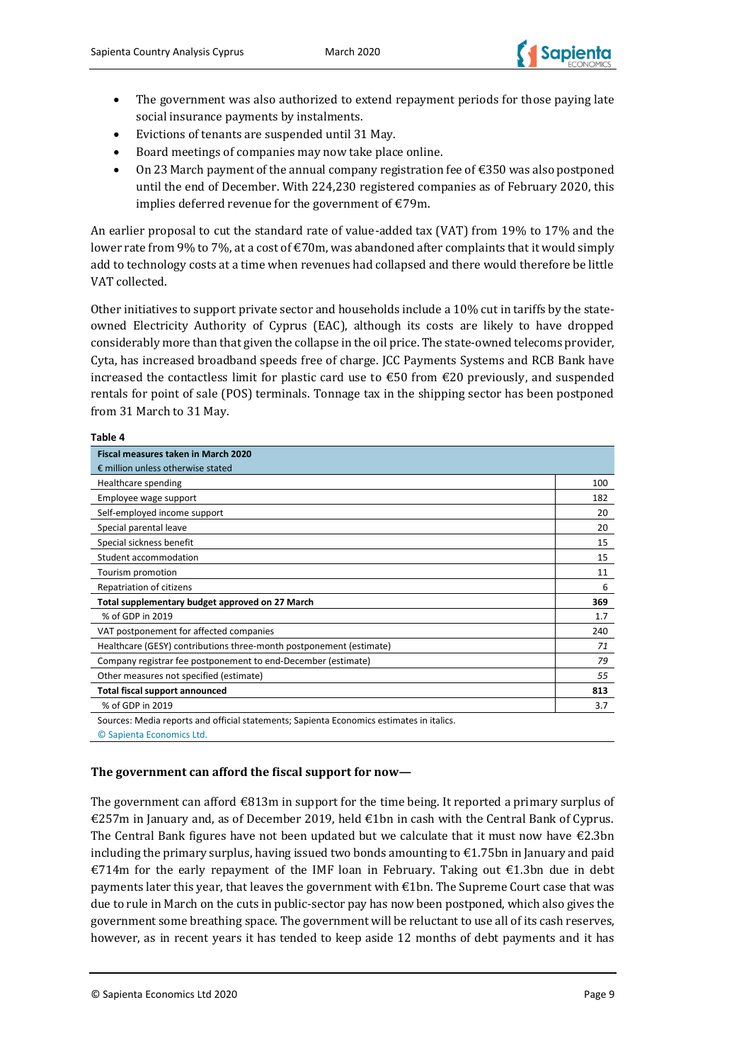- The government was also authorized to extend repayment periods for those paying late social insurance payments by instalments.
- Evictions of tenants are suspended until 31 May.
- Board meetings of companies may now take place online.
- On 23 March payment of the annual company registration fee of €350 was also postponed until the end of December. With 224,230 registered companies as of February 2020, this implies deferred revenue for the government of €79m.

An earlier proposal to cut the standard rate of value-added tax (VAT) from 19% to 17% and the lower rate from 9% to 7%, at a cost of €70m, was abandoned after complaints that it would simply add to technology costs at a time when revenues had collapsed and there would therefore be little VAT collected.

Other initiatives to support private sector and households include a 10% cut in tariffs by the state-owned Electricity Authority of Cyprus (EAC), although its costs are likely to have dropped considerably more than that given the collapse in the oil price. The state-owned telecoms provider, Cyta, has increased broadband speeds free of charge. JCC Payments Systems and RCB Bank have increased the contactless limit for plastic card use to €50 from €20 previously, and suspended rentals for point of sale (POS) terminals. Tonnage tax in the shipping sector has been postponed from 31 March to 31 May.

**Table 4**

| Fiscal measures taken in March 2020<br>€ million unless otherwise stated | |
|---|---|
| Healthcare spending | 100 |
| Employee wage support | 182 |
| Self-employed income support | 20 |
| Special parental leave | 20 |
| Special sickness benefit | 15 |
| Student accommodation | 15 |
| Tourism promotion | 11 |
| Repatriation of citizens | 6 |
| **Total supplementary budget approved on 27 March** | **369** |
| % of GDP in 2019 | 1.7 |
| VAT postponement for affected companies | 240 |
| Healthcare (GESY) contributions three-month postponement (estimate) | *71* |
| Company registrar fee postponement to end-December (estimate) | *79* |
| Other measures not specified (estimate) | *55* |
| **Total fiscal support announced** | **813** |
| % of GDP in 2019 | 3.7 |

Sources: Media reports and official statements; Sapienta Economics estimates in italics.
© Sapienta Economics Ltd.

### The government can afford the fiscal support for now—

The government can afford €813m in support for the time being. It reported a primary surplus of €257m in January and, as of December 2019, held €1bn in cash with the Central Bank of Cyprus. The Central Bank figures have not been updated but we calculate that it must now have €2.3bn including the primary surplus, having issued two bonds amounting to €1.75bn in January and paid €714m for the early repayment of the IMF loan in February. Taking out €1.3bn due in debt payments later this year, that leaves the government with €1bn. The Supreme Court case that was due to rule in March on the cuts in public-sector pay has now been postponed, which also gives the government some breathing space. The government will be reluctant to use all of its cash reserves, however, as in recent years it has tended to keep aside 12 months of debt payments and it has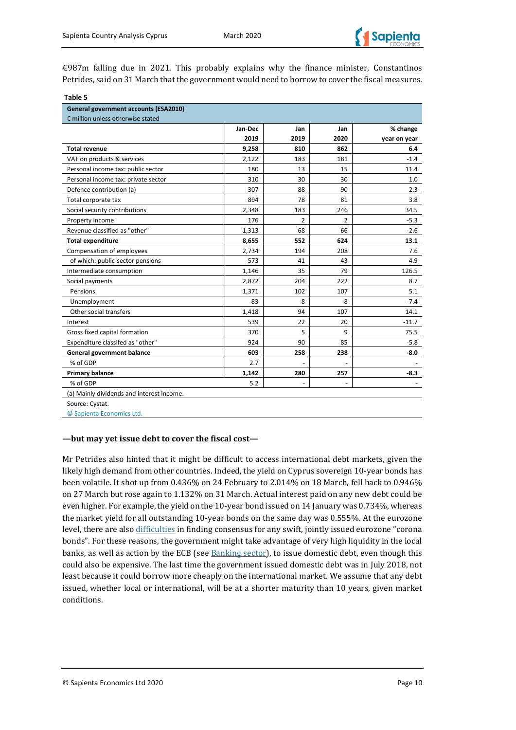€987m falling due in 2021. This probably explains why the finance minister, Constantinos Petrides, said on 31 March that the government would need to borrow to cover the fiscal measures.

**Table 5**

| **General government accounts (ESA2010)**<br>€ million unless otherwise stated | | | | |
|---|---|---|---|---|
| | **Jan-Dec 2019** | **Jan 2019** | **Jan 2020** | **% change year on year** |
| **Total revenue** | **9,258** | **810** | **862** | **6.4** |
| VAT on products & services | 2,122 | 183 | 181 | -1.4 |
| Personal income tax: public sector | 180 | 13 | 15 | 11.4 |
| Personal income tax: private sector | 310 | 30 | 30 | 1.0 |
| Defence contribution (a) | 307 | 88 | 90 | 2.3 |
| Total corporate tax | 894 | 78 | 81 | 3.8 |
| Social security contributions | 2,348 | 183 | 246 | 34.5 |
| Property income | 176 | 2 | 2 | -5.3 |
| Revenue classified as "other" | 1,313 | 68 | 66 | -2.6 |
| **Total expenditure** | **8,655** | **552** | **624** | **13.1** |
| Compensation of employees | 2,734 | 194 | 208 | 7.6 |
| of which: public-sector pensions | 573 | 41 | 43 | 4.9 |
| Intermediate consumption | 1,146 | 35 | 79 | 126.5 |
| Social payments | 2,872 | 204 | 222 | 8.7 |
| Pensions | 1,371 | 102 | 107 | 5.1 |
| Unemployment | 83 | 8 | 8 | -7.4 |
| Other social transfers | 1,418 | 94 | 107 | 14.1 |
| Interest | 539 | 22 | 20 | -11.7 |
| Gross fixed capital formation | 370 | 5 | 9 | 75.5 |
| Expenditure classifed as "other" | 924 | 90 | 85 | -5.8 |
| **General government balance** | **603** | **258** | **238** | **-8.0** |
| % of GDP | 2.7 | - | - | - |
| **Primary balance** | **1,142** | **280** | **257** | **-8.3** |
| % of GDP | 5.2 | - | - | - |

(a) Mainly dividends and interest income.

Source: Cystat.

© Sapienta Economics Ltd.

### —but may yet issue debt to cover the fiscal cost—

Mr Petrides also hinted that it might be difficult to access international debt markets, given the likely high demand from other countries. Indeed, the yield on Cyprus sovereign 10-year bonds has been volatile. It shot up from 0.436% on 24 February to 2.014% on 18 March, fell back to 0.946% on 27 March but rose again to 1.132% on 31 March. Actual interest paid on any new debt could be even higher. For example, the yield on the 10-year bond issued on 14 January was 0.734%, whereas the market yield for all outstanding 10-year bonds on the same day was 0.555%. At the eurozone level, there are also difficulties in finding consensus for any swift, jointly issued eurozone "corona bonds". For these reasons, the government might take advantage of very high liquidity in the local banks, as well as action by the ECB (see Banking sector), to issue domestic debt, even though this could also be expensive. The last time the government issued domestic debt was in July 2018, not least because it could borrow more cheaply on the international market. We assume that any debt issued, whether local or international, will be at a shorter maturity than 10 years, given market conditions.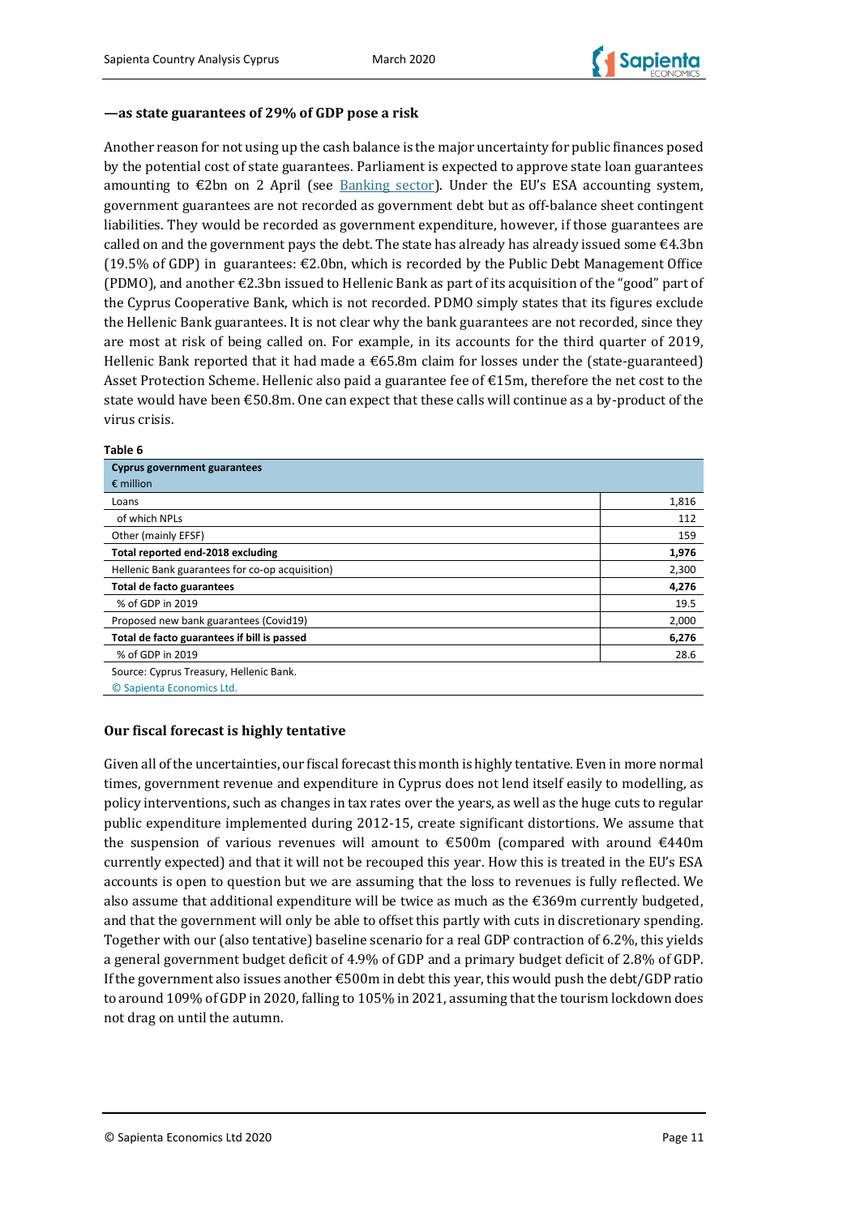### —as state guarantees of 29% of GDP pose a risk

Another reason for not using up the cash balance is the major uncertainty for public finances posed by the potential cost of state guarantees. Parliament is expected to approve state loan guarantees amounting to €2bn on 2 April (see Banking sector). Under the EU's ESA accounting system, government guarantees are not recorded as government debt but as off-balance sheet contingent liabilities. They would be recorded as government expenditure, however, if those guarantees are called on and the government pays the debt. The state has already has already issued some €4.3bn (19.5% of GDP) in guarantees: €2.0bn, which is recorded by the Public Debt Management Office (PDMO), and another €2.3bn issued to Hellenic Bank as part of its acquisition of the "good" part of the Cyprus Cooperative Bank, which is not recorded. PDMO simply states that its figures exclude the Hellenic Bank guarantees. It is not clear why the bank guarantees are not recorded, since they are most at risk of being called on. For example, in its accounts for the third quarter of 2019, Hellenic Bank reported that it had made a €65.8m claim for losses under the (state-guaranteed) Asset Protection Scheme. Hellenic also paid a guarantee fee of €15m, therefore the net cost to the state would have been €50.8m. One can expect that these calls will continue as a by-product of the virus crisis.

**Table 6**

| **Cyprus government guarantees**<br>€ million | |
|---|---|
| Loans | 1,816 |
| of which NPLs | 112 |
| Other (mainly EFSF) | 159 |
| **Total reported end-2018 excluding** | **1,976** |
| Hellenic Bank guarantees for co-op acquisition) | 2,300 |
| **Total de facto guarantees** | **4,276** |
| % of GDP in 2019 | 19.5 |
| Proposed new bank guarantees (Covid19) | 2,000 |
| **Total de facto guarantees if bill is passed** | **6,276** |
| % of GDP in 2019 | 28.6 |

Source: Cyprus Treasury, Hellenic Bank.
© Sapienta Economics Ltd.

### Our fiscal forecast is highly tentative

Given all of the uncertainties, our fiscal forecast this month is highly tentative. Even in more normal times, government revenue and expenditure in Cyprus does not lend itself easily to modelling, as policy interventions, such as changes in tax rates over the years, as well as the huge cuts to regular public expenditure implemented during 2012-15, create significant distortions. We assume that the suspension of various revenues will amount to €500m (compared with around €440m currently expected) and that it will not be recouped this year. How this is treated in the EU's ESA accounts is open to question but we are assuming that the loss to revenues is fully reflected. We also assume that additional expenditure will be twice as much as the €369m currently budgeted, and that the government will only be able to offset this partly with cuts in discretionary spending. Together with our (also tentative) baseline scenario for a real GDP contraction of 6.2%, this yields a general government budget deficit of 4.9% of GDP and a primary budget deficit of 2.8% of GDP. If the government also issues another €500m in debt this year, this would push the debt/GDP ratio to around 109% of GDP in 2020, falling to 105% in 2021, assuming that the tourism lockdown does not drag on until the autumn.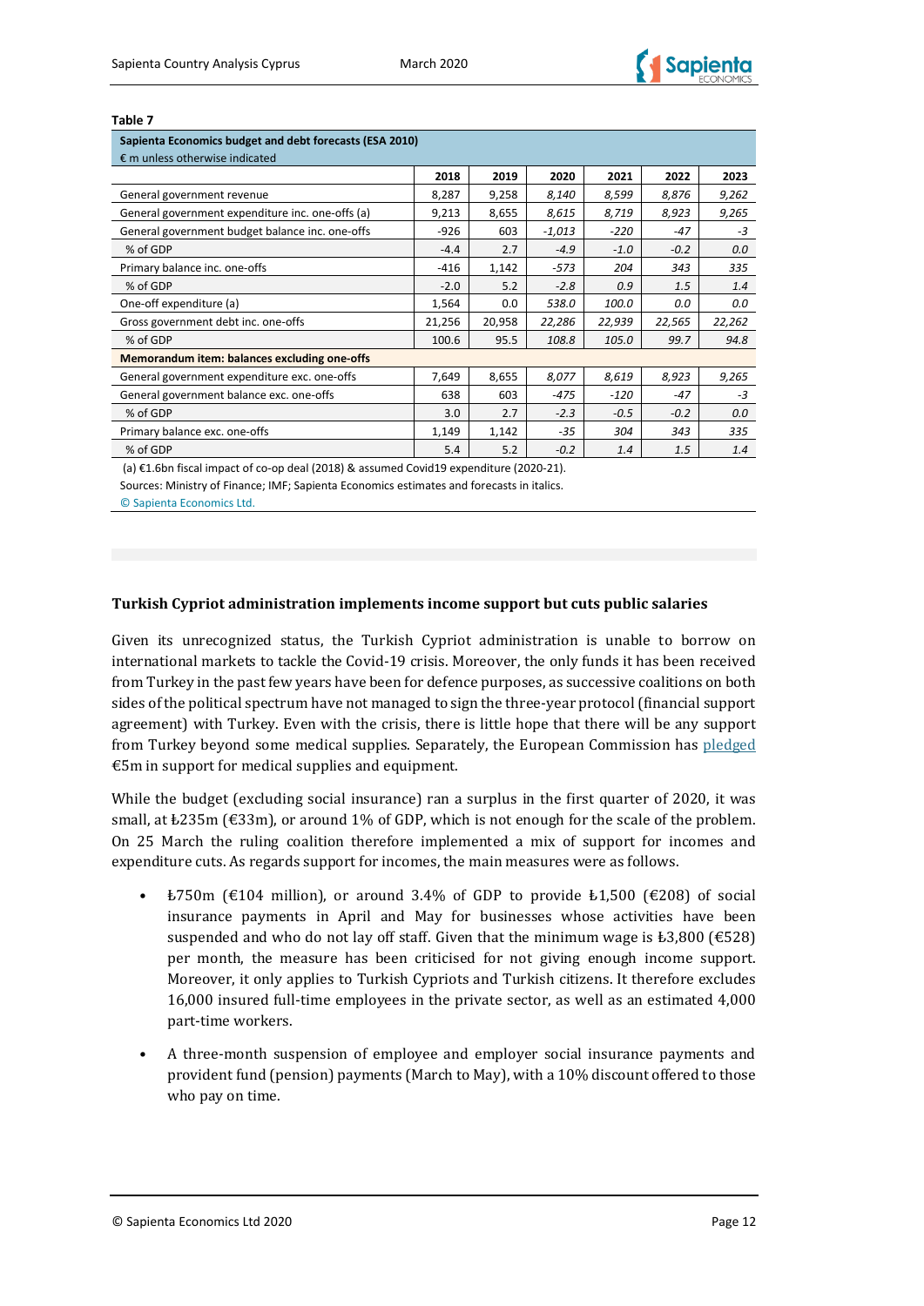**Table 7**

| Sapienta Economics budget and debt forecasts (ESA 2010) € m unless otherwise indicated | | | | | | |
|---|---|---|---|---|---|---|
| | 2018 | 2019 | 2020 | 2021 | 2022 | 2023 |
| General government revenue | 8,287 | 9,258 | *8,140* | *8,599* | *8,876* | *9,262* |
| General government expenditure inc. one-offs (a) | 9,213 | 8,655 | *8,615* | *8,719* | *8,923* | *9,265* |
| General government budget balance inc. one-offs | -926 | 603 | *-1,013* | *-220* | *-47* | *-3* |
| % of GDP | -4.4 | 2.7 | *-4.9* | *-1.0* | *-0.2* | *0.0* |
| Primary balance inc. one-offs | -416 | 1,142 | *-573* | *204* | *343* | *335* |
| % of GDP | -2.0 | 5.2 | *-2.8* | *0.9* | *1.5* | *1.4* |
| One-off expenditure (a) | 1,564 | 0.0 | *538.0* | *100.0* | *0.0* | *0.0* |
| Gross government debt inc. one-offs | 21,256 | 20,958 | *22,286* | *22,939* | *22,565* | *22,262* |
| % of GDP | 100.6 | 95.5 | *108.8* | *105.0* | *99.7* | *94.8* |
| **Memorandum item: balances excluding one-offs** | | | | | | |
| General government expenditure exc. one-offs | 7,649 | 8,655 | *8,077* | *8,619* | *8,923* | *9,265* |
| General government balance exc. one-offs | 638 | 603 | *-475* | *-120* | *-47* | *-3* |
| % of GDP | 3.0 | 2.7 | *-2.3* | *-0.5* | *-0.2* | *0.0* |
| Primary balance exc. one-offs | 1,149 | 1,142 | *-35* | *304* | *343* | *335* |
| % of GDP | 5.4 | 5.2 | *-0.2* | *1.4* | *1.5* | *1.4* |

(a) €1.6bn fiscal impact of co-op deal (2018) & assumed Covid19 expenditure (2020-21).

Sources: Ministry of Finance; IMF; Sapienta Economics estimates and forecasts in italics.

© Sapienta Economics Ltd.

### Turkish Cypriot administration implements income support but cuts public salaries

Given its unrecognized status, the Turkish Cypriot administration is unable to borrow on international markets to tackle the Covid-19 crisis. Moreover, the only funds it has been received from Turkey in the past few years have been for defence purposes, as successive coalitions on both sides of the political spectrum have not managed to sign the three-year protocol (financial support agreement) with Turkey. Even with the crisis, there is little hope that there will be any support from Turkey beyond some medical supplies. Separately, the European Commission has pledged €5m in support for medical supplies and equipment.

While the budget (excluding social insurance) ran a surplus in the first quarter of 2020, it was small, at ₺235m (€33m), or around 1% of GDP, which is not enough for the scale of the problem. On 25 March the ruling coalition therefore implemented a mix of support for incomes and expenditure cuts. As regards support for incomes, the main measures were as follows.

- ₺750m (€104 million), or around 3.4% of GDP to provide ₺1,500 (€208) of social insurance payments in April and May for businesses whose activities have been suspended and who do not lay off staff. Given that the minimum wage is ₺3,800 (€528) per month, the measure has been criticised for not giving enough income support. Moreover, it only applies to Turkish Cypriots and Turkish citizens. It therefore excludes 16,000 insured full-time employees in the private sector, as well as an estimated 4,000 part-time workers.
- A three-month suspension of employee and employer social insurance payments and provident fund (pension) payments (March to May), with a 10% discount offered to those who pay on time.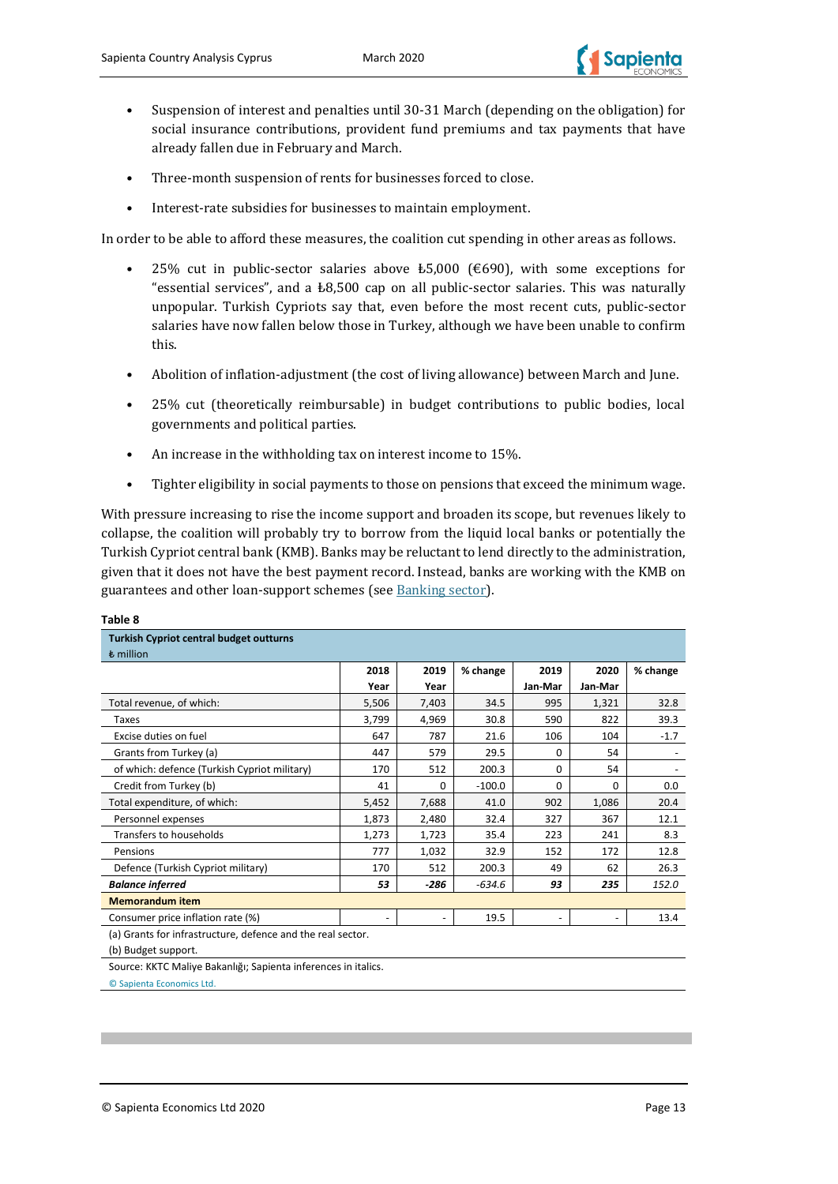- Suspension of interest and penalties until 30-31 March (depending on the obligation) for social insurance contributions, provident fund premiums and tax payments that have already fallen due in February and March.

- Three-month suspension of rents for businesses forced to close.

- Interest-rate subsidies for businesses to maintain employment.

In order to be able to afford these measures, the coalition cut spending in other areas as follows.

- 25% cut in public-sector salaries above ₺5,000 (€690), with some exceptions for "essential services", and a ₺8,500 cap on all public-sector salaries. This was naturally unpopular. Turkish Cypriots say that, even before the most recent cuts, public-sector salaries have now fallen below those in Turkey, although we have been unable to confirm this.

- Abolition of inflation-adjustment (the cost of living allowance) between March and June.

- 25% cut (theoretically reimbursable) in budget contributions to public bodies, local governments and political parties.

- An increase in the withholding tax on interest income to 15%.

- Tighter eligibility in social payments to those on pensions that exceed the minimum wage.

With pressure increasing to rise the income support and broaden its scope, but revenues likely to collapse, the coalition will probably try to borrow from the liquid local banks or potentially the Turkish Cypriot central bank (KMB). Banks may be reluctant to lend directly to the administration, given that it does not have the best payment record. Instead, banks are working with the KMB on guarantees and other loan-support schemes (see Banking sector).

**Table 8**

**Turkish Cypriot central budget outturns**
₺ million

| | 2018 Year | 2019 Year | % change | 2019 Jan-Mar | 2020 Jan-Mar | % change |
|---|---|---|---|---|---|---|
| Total revenue, of which: | 5,506 | 7,403 | 34.5 | 995 | 1,321 | 32.8 |
| Taxes | 3,799 | 4,969 | 30.8 | 590 | 822 | 39.3 |
| Excise duties on fuel | 647 | 787 | 21.6 | 106 | 104 | -1.7 |
| Grants from Turkey (a) | 447 | 579 | 29.5 | 0 | 54 | - |
| of which: defence (Turkish Cypriot military) | 170 | 512 | 200.3 | 0 | 54 | - |
| Credit from Turkey (b) | 41 | 0 | -100.0 | 0 | 0 | 0.0 |
| Total expenditure, of which: | 5,452 | 7,688 | 41.0 | 902 | 1,086 | 20.4 |
| Personnel expenses | 1,873 | 2,480 | 32.4 | 327 | 367 | 12.1 |
| Transfers to households | 1,273 | 1,723 | 35.4 | 223 | 241 | 8.3 |
| Pensions | 777 | 1,032 | 32.9 | 152 | 172 | 12.8 |
| Defence (Turkish Cypriot military) | 170 | 512 | 200.3 | 49 | 62 | 26.3 |
| ***Balance inferred*** | ***53*** | ***-286*** | *-634.6* | ***93*** | ***235*** | *152.0* |
| **Memorandum item** | | | | | | |
| Consumer price inflation rate (%) | - | - | 19.5 | - | - | 13.4 |

(a) Grants for infrastructure, defence and the real sector.
(b) Budget support.

Source: KKTC Maliye Bakanlığı; Sapienta inferences in italics.

© Sapienta Economics Ltd.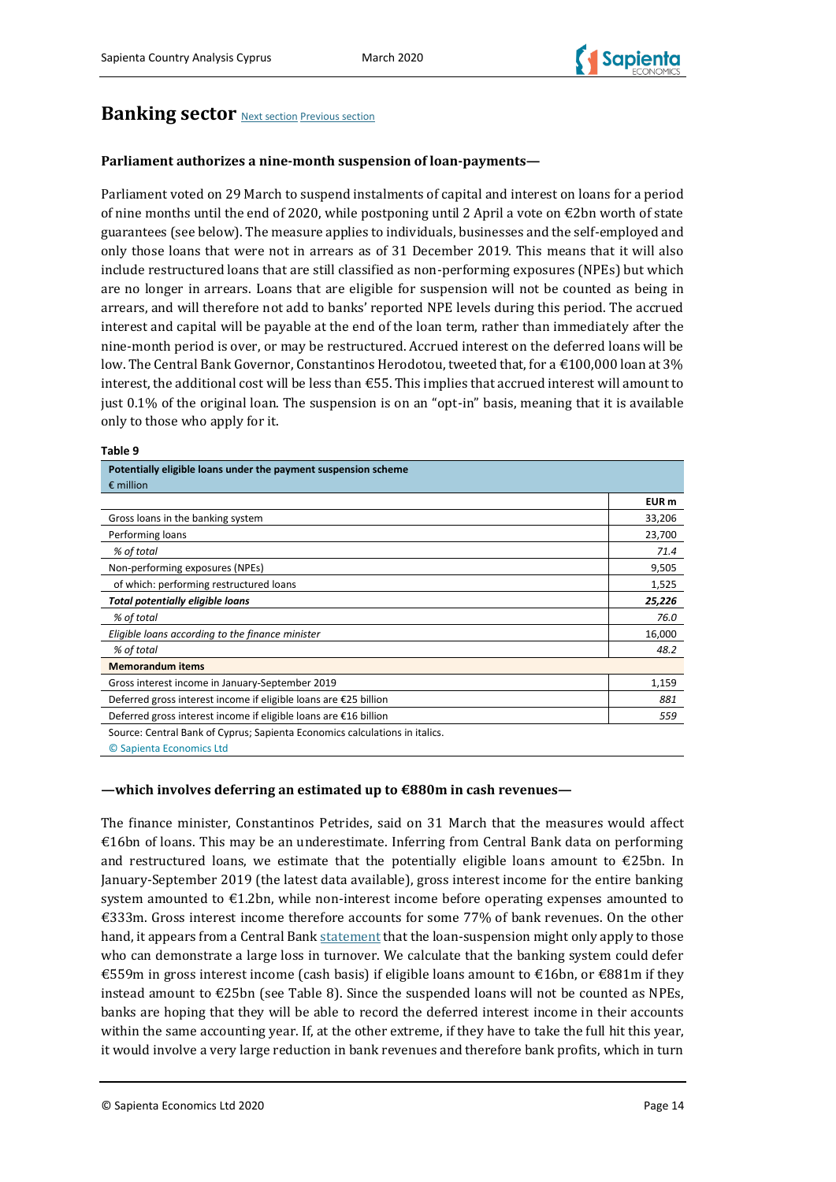# Banking sector [Next section](#) [Previous section](#)

**Parliament authorizes a nine-month suspension of loan-payments—**

Parliament voted on 29 March to suspend instalments of capital and interest on loans for a period of nine months until the end of 2020, while postponing until 2 April a vote on €2bn worth of state guarantees (see below). The measure applies to individuals, businesses and the self-employed and only those loans that were not in arrears as of 31 December 2019. This means that it will also include restructured loans that are still classified as non-performing exposures (NPEs) but which are no longer in arrears. Loans that are eligible for suspension will not be counted as being in arrears, and will therefore not add to banks' reported NPE levels during this period. The accrued interest and capital will be payable at the end of the loan term, rather than immediately after the nine-month period is over, or may be restructured. Accrued interest on the deferred loans will be low. The Central Bank Governor, Constantinos Herodotou, tweeted that, for a €100,000 loan at 3% interest, the additional cost will be less than €55. This implies that accrued interest will amount to just 0.1% of the original loan. The suspension is on an "opt-in" basis, meaning that it is available only to those who apply for it.

**Table 9**

| Potentially eligible loans under the payment suspension scheme<br>€ million | |
|---|---|
| | **EUR m** |
| Gross loans in the banking system | 33,206 |
| Performing loans | 23,700 |
| *% of total* | *71.4* |
| Non-performing exposures (NPEs) | 9,505 |
| of which: performing restructured loans | 1,525 |
| ***Total potentially eligible loans*** | ***25,226*** |
| *% of total* | *76.0* |
| *Eligible loans according to the finance minister* | 16,000 |
| *% of total* | *48.2* |
| **Memorandum items** | |
| Gross interest income in January-September 2019 | 1,159 |
| Deferred gross interest income if eligible loans are €25 billion | *881* |
| Deferred gross interest income if eligible loans are €16 billion | *559* |

Source: Central Bank of Cyprus; Sapienta Economics calculations in italics.
© Sapienta Economics Ltd

**—which involves deferring an estimated up to €880m in cash revenues—**

The finance minister, Constantinos Petrides, said on 31 March that the measures would affect €16bn of loans. This may be an underestimate. Inferring from Central Bank data on performing and restructured loans, we estimate that the potentially eligible loans amount to €25bn. In January-September 2019 (the latest data available), gross interest income for the entire banking system amounted to €1.2bn, while non-interest income before operating expenses amounted to €333m. Gross interest income therefore accounts for some 77% of bank revenues. On the other hand, it appears from a Central Bank [statement](#) that the loan-suspension might only apply to those who can demonstrate a large loss in turnover. We calculate that the banking system could defer €559m in gross interest income (cash basis) if eligible loans amount to €16bn, or €881m if they instead amount to €25bn (see Table 8). Since the suspended loans will not be counted as NPEs, banks are hoping that they will be able to record the deferred interest income in their accounts within the same accounting year. If, at the other extreme, if they have to take the full hit this year, it would involve a very large reduction in bank revenues and therefore bank profits, which in turn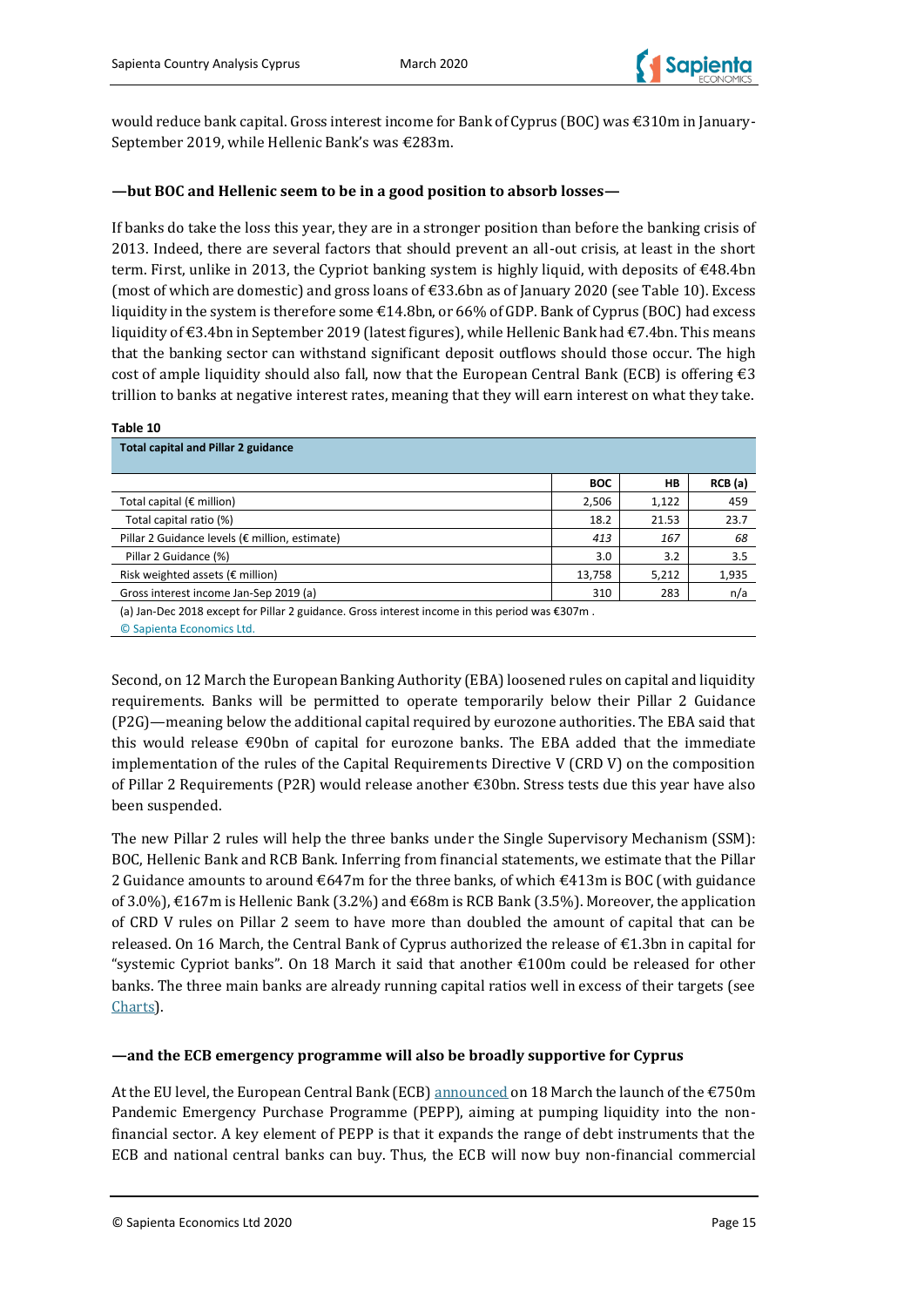would reduce bank capital. Gross interest income for Bank of Cyprus (BOC) was €310m in January-September 2019, while Hellenic Bank's was €283m.

### —but BOC and Hellenic seem to be in a good position to absorb losses—

If banks do take the loss this year, they are in a stronger position than before the banking crisis of 2013. Indeed, there are several factors that should prevent an all-out crisis, at least in the short term. First, unlike in 2013, the Cypriot banking system is highly liquid, with deposits of €48.4bn (most of which are domestic) and gross loans of €33.6bn as of January 2020 (see Table 10). Excess liquidity in the system is therefore some €14.8bn, or 66% of GDP. Bank of Cyprus (BOC) had excess liquidity of €3.4bn in September 2019 (latest figures), while Hellenic Bank had €7.4bn. This means that the banking sector can withstand significant deposit outflows should those occur. The high cost of ample liquidity should also fall, now that the European Central Bank (ECB) is offering €3 trillion to banks at negative interest rates, meaning that they will earn interest on what they take.

**Table 10**

**Total capital and Pillar 2 guidance**

| | BOC | HB | RCB (a) |
|---|---|---|---|
| Total capital (€ million) | 2,506 | 1,122 | 459 |
| Total capital ratio (%) | 18.2 | 21.53 | 23.7 |
| Pillar 2 Guidance levels (€ million, estimate) | *413* | *167* | *68* |
| Pillar 2 Guidance (%) | 3.0 | 3.2 | 3.5 |
| Risk weighted assets (€ million) | 13,758 | 5,212 | 1,935 |
| Gross interest income Jan-Sep 2019 (a) | 310 | 283 | n/a |

(a) Jan-Dec 2018 except for Pillar 2 guidance. Gross interest income in this period was €307m .

© Sapienta Economics Ltd.

Second, on 12 March the European Banking Authority (EBA) loosened rules on capital and liquidity requirements. Banks will be permitted to operate temporarily below their Pillar 2 Guidance (P2G)—meaning below the additional capital required by eurozone authorities. The EBA said that this would release €90bn of capital for eurozone banks. The EBA added that the immediate implementation of the rules of the Capital Requirements Directive V (CRD V) on the composition of Pillar 2 Requirements (P2R) would release another €30bn. Stress tests due this year have also been suspended.

The new Pillar 2 rules will help the three banks under the Single Supervisory Mechanism (SSM): BOC, Hellenic Bank and RCB Bank. Inferring from financial statements, we estimate that the Pillar 2 Guidance amounts to around €647m for the three banks, of which €413m is BOC (with guidance of 3.0%), €167m is Hellenic Bank (3.2%) and €68m is RCB Bank (3.5%). Moreover, the application of CRD V rules on Pillar 2 seem to have more than doubled the amount of capital that can be released. On 16 March, the Central Bank of Cyprus authorized the release of €1.3bn in capital for "systemic Cypriot banks". On 18 March it said that another €100m could be released for other banks. The three main banks are already running capital ratios well in excess of their targets (see Charts).

### —and the ECB emergency programme will also be broadly supportive for Cyprus

At the EU level, the European Central Bank (ECB) announced on 18 March the launch of the €750m Pandemic Emergency Purchase Programme (PEPP), aiming at pumping liquidity into the non-financial sector. A key element of PEPP is that it expands the range of debt instruments that the ECB and national central banks can buy. Thus, the ECB will now buy non-financial commercial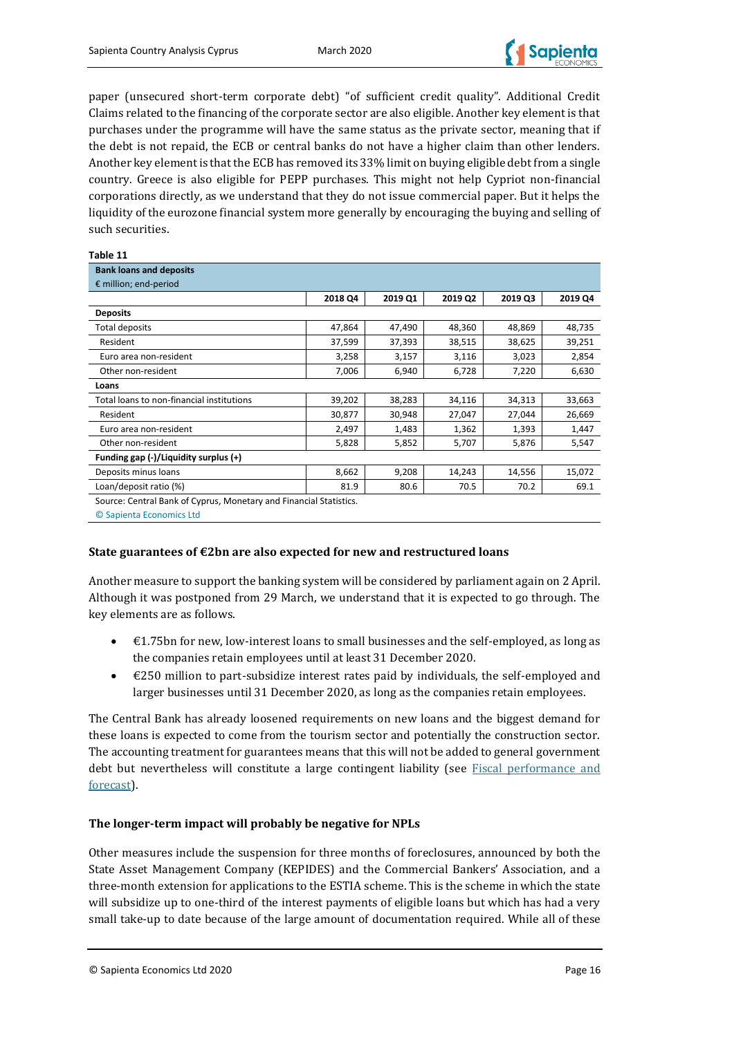paper (unsecured short-term corporate debt) "of sufficient credit quality". Additional Credit Claims related to the financing of the corporate sector are also eligible. Another key element is that purchases under the programme will have the same status as the private sector, meaning that if the debt is not repaid, the ECB or central banks do not have a higher claim than other lenders. Another key element is that the ECB has removed its 33% limit on buying eligible debt from a single country. Greece is also eligible for PEPP purchases. This might not help Cypriot non-financial corporations directly, as we understand that they do not issue commercial paper. But it helps the liquidity of the eurozone financial system more generally by encouraging the buying and selling of such securities.

**Table 11**

**Bank loans and deposits**
€ million; end-period

| | 2018 Q4 | 2019 Q1 | 2019 Q2 | 2019 Q3 | 2019 Q4 |
|---|---|---|---|---|---|
| **Deposits** | | | | | |
| Total deposits | 47,864 | 47,490 | 48,360 | 48,869 | 48,735 |
| Resident | 37,599 | 37,393 | 38,515 | 38,625 | 39,251 |
| Euro area non-resident | 3,258 | 3,157 | 3,116 | 3,023 | 2,854 |
| Other non-resident | 7,006 | 6,940 | 6,728 | 7,220 | 6,630 |
| **Loans** | | | | | |
| Total loans to non-financial institutions | 39,202 | 38,283 | 34,116 | 34,313 | 33,663 |
| Resident | 30,877 | 30,948 | 27,047 | 27,044 | 26,669 |
| Euro area non-resident | 2,497 | 1,483 | 1,362 | 1,393 | 1,447 |
| Other non-resident | 5,828 | 5,852 | 5,707 | 5,876 | 5,547 |
| **Funding gap (-)/Liquidity surplus (+)** | | | | | |
| Deposits minus loans | 8,662 | 9,208 | 14,243 | 14,556 | 15,072 |
| Loan/deposit ratio (%) | 81.9 | 80.6 | 70.5 | 70.2 | 69.1 |

Source: Central Bank of Cyprus, Monetary and Financial Statistics.
© Sapienta Economics Ltd

### State guarantees of €2bn are also expected for new and restructured loans

Another measure to support the banking system will be considered by parliament again on 2 April. Although it was postponed from 29 March, we understand that it is expected to go through. The key elements are as follows.

- €1.75bn for new, low-interest loans to small businesses and the self-employed, as long as the companies retain employees until at least 31 December 2020.
- €250 million to part-subsidize interest rates paid by individuals, the self-employed and larger businesses until 31 December 2020, as long as the companies retain employees.

The Central Bank has already loosened requirements on new loans and the biggest demand for these loans is expected to come from the tourism sector and potentially the construction sector. The accounting treatment for guarantees means that this will not be added to general government debt but nevertheless will constitute a large contingent liability (see Fiscal performance and forecast).

### The longer-term impact will probably be negative for NPLs

Other measures include the suspension for three months of foreclosures, announced by both the State Asset Management Company (KEPIDES) and the Commercial Bankers' Association, and a three-month extension for applications to the ESTIA scheme. This is the scheme in which the state will subsidize up to one-third of the interest payments of eligible loans but which has had a very small take-up to date because of the large amount of documentation required. While all of these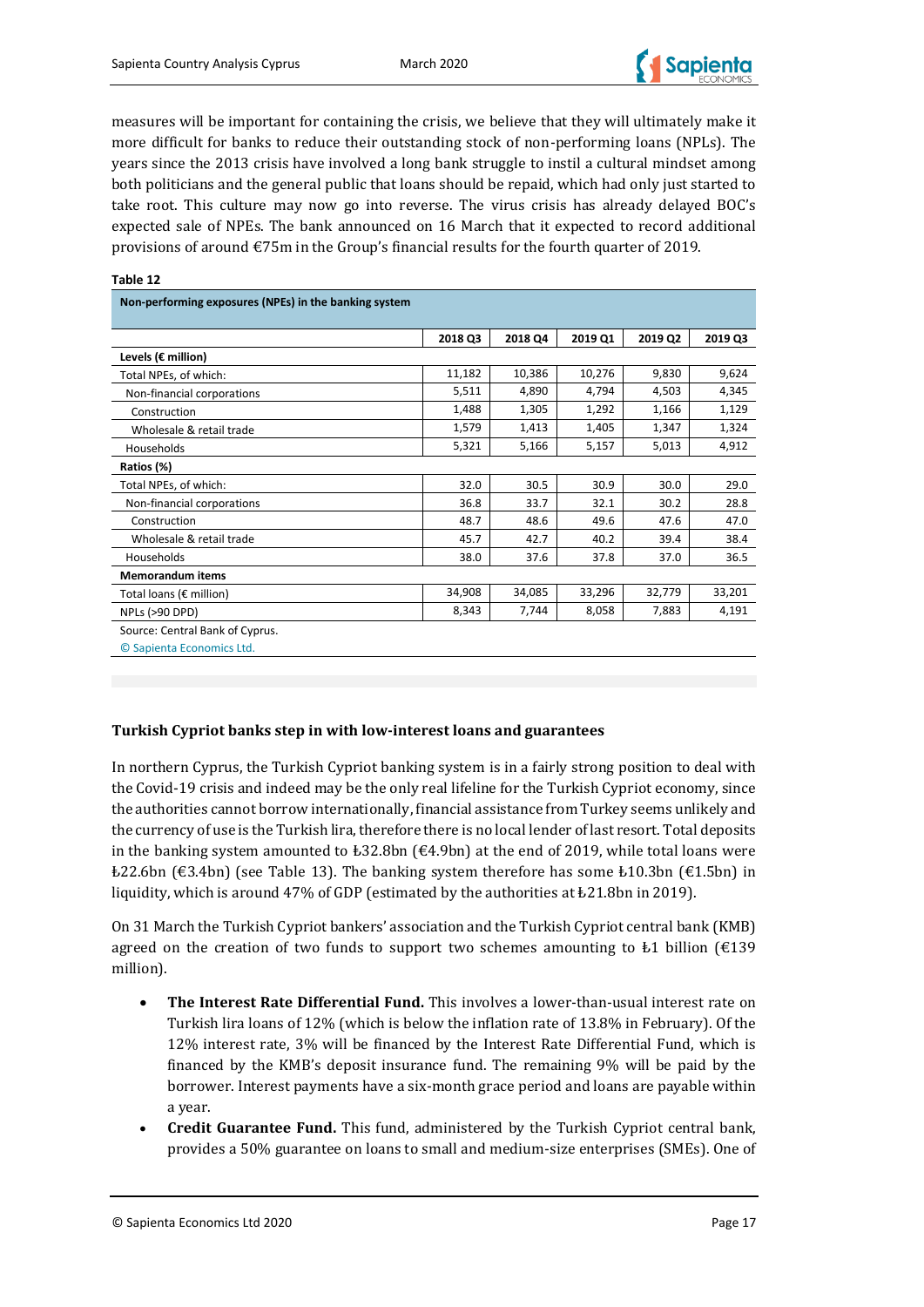measures will be important for containing the crisis, we believe that they will ultimately make it more difficult for banks to reduce their outstanding stock of non-performing loans (NPLs). The years since the 2013 crisis have involved a long bank struggle to instil a cultural mindset among both politicians and the general public that loans should be repaid, which had only just started to take root. This culture may now go into reverse. The virus crisis has already delayed BOC's expected sale of NPEs. The bank announced on 16 March that it expected to record additional provisions of around €75m in the Group's financial results for the fourth quarter of 2019.

**Table 12**

**Non-performing exposures (NPEs) in the banking system**

| | 2018 Q3 | 2018 Q4 | 2019 Q1 | 2019 Q2 | 2019 Q3 |
|---|---|---|---|---|---|
| **Levels (€ million)** | | | | | |
| Total NPEs, of which: | 11,182 | 10,386 | 10,276 | 9,830 | 9,624 |
| Non-financial corporations | 5,511 | 4,890 | 4,794 | 4,503 | 4,345 |
| Construction | 1,488 | 1,305 | 1,292 | 1,166 | 1,129 |
| Wholesale & retail trade | 1,579 | 1,413 | 1,405 | 1,347 | 1,324 |
| Households | 5,321 | 5,166 | 5,157 | 5,013 | 4,912 |
| **Ratios (%)** | | | | | |
| Total NPEs, of which: | 32.0 | 30.5 | 30.9 | 30.0 | 29.0 |
| Non-financial corporations | 36.8 | 33.7 | 32.1 | 30.2 | 28.8 |
| Construction | 48.7 | 48.6 | 49.6 | 47.6 | 47.0 |
| Wholesale & retail trade | 45.7 | 42.7 | 40.2 | 39.4 | 38.4 |
| Households | 38.0 | 37.6 | 37.8 | 37.0 | 36.5 |
| **Memorandum items** | | | | | |
| Total loans (€ million) | 34,908 | 34,085 | 33,296 | 32,779 | 33,201 |
| NPLs (>90 DPD) | 8,343 | 7,744 | 8,058 | 7,883 | 4,191 |

Source: Central Bank of Cyprus.

© Sapienta Economics Ltd.

### Turkish Cypriot banks step in with low-interest loans and guarantees

In northern Cyprus, the Turkish Cypriot banking system is in a fairly strong position to deal with the Covid-19 crisis and indeed may be the only real lifeline for the Turkish Cypriot economy, since the authorities cannot borrow internationally, financial assistance from Turkey seems unlikely and the currency of use is the Turkish lira, therefore there is no local lender of last resort. Total deposits in the banking system amounted to ₺32.8bn (€4.9bn) at the end of 2019, while total loans were ₺22.6bn (€3.4bn) (see Table 13). The banking system therefore has some ₺10.3bn (€1.5bn) in liquidity, which is around 47% of GDP (estimated by the authorities at ₺21.8bn in 2019).

On 31 March the Turkish Cypriot bankers' association and the Turkish Cypriot central bank (KMB) agreed on the creation of two funds to support two schemes amounting to ₺1 billion (€139 million).

- **The Interest Rate Differential Fund.** This involves a lower-than-usual interest rate on Turkish lira loans of 12% (which is below the inflation rate of 13.8% in February). Of the 12% interest rate, 3% will be financed by the Interest Rate Differential Fund, which is financed by the KMB's deposit insurance fund. The remaining 9% will be paid by the borrower. Interest payments have a six-month grace period and loans are payable within a year.
- **Credit Guarantee Fund.** This fund, administered by the Turkish Cypriot central bank, provides a 50% guarantee on loans to small and medium-size enterprises (SMEs). One of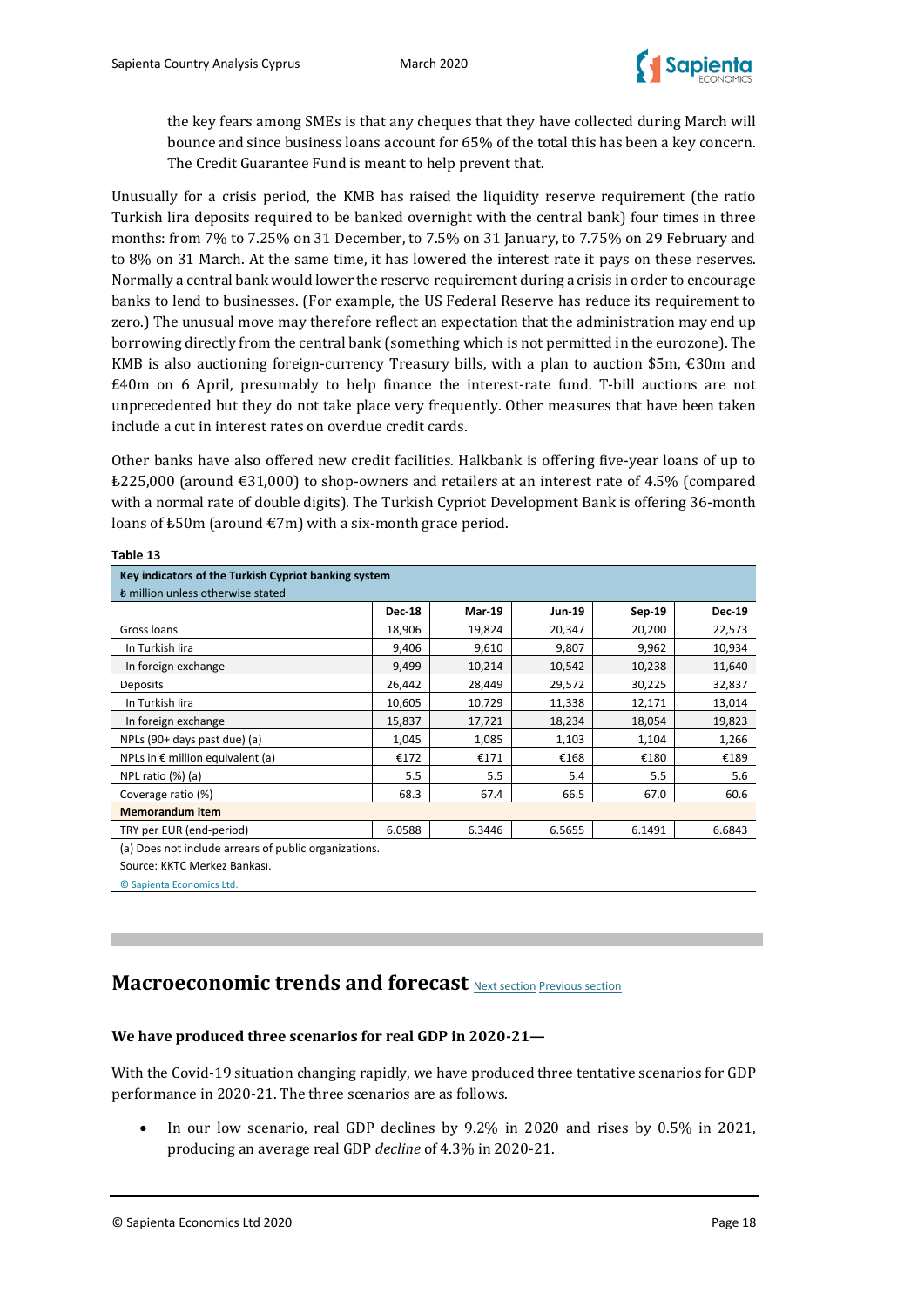the key fears among SMEs is that any cheques that they have collected during March will bounce and since business loans account for 65% of the total this has been a key concern. The Credit Guarantee Fund is meant to help prevent that.

Unusually for a crisis period, the KMB has raised the liquidity reserve requirement (the ratio Turkish lira deposits required to be banked overnight with the central bank) four times in three months: from 7% to 7.25% on 31 December, to 7.5% on 31 January, to 7.75% on 29 February and to 8% on 31 March. At the same time, it has lowered the interest rate it pays on these reserves. Normally a central bank would lower the reserve requirement during a crisis in order to encourage banks to lend to businesses. (For example, the US Federal Reserve has reduce its requirement to zero.) The unusual move may therefore reflect an expectation that the administration may end up borrowing directly from the central bank (something which is not permitted in the eurozone). The KMB is also auctioning foreign-currency Treasury bills, with a plan to auction $5m, €30m and £40m on 6 April, presumably to help finance the interest-rate fund. T-bill auctions are not unprecedented but they do not take place very frequently. Other measures that have been taken include a cut in interest rates on overdue credit cards.

Other banks have also offered new credit facilities. Halkbank is offering five-year loans of up to ₺225,000 (around €31,000) to shop-owners and retailers at an interest rate of 4.5% (compared with a normal rate of double digits). The Turkish Cypriot Development Bank is offering 36-month loans of ₺50m (around €7m) with a six-month grace period.

**Table 13**

| Key indicators of the Turkish Cypriot banking system<br>₺ million unless otherwise stated | | | | | |
|---|---|---|---|---|---|
| | **Dec-18** | **Mar-19** | **Jun-19** | **Sep-19** | **Dec-19** |
| Gross loans | 18,906 | 19,824 | 20,347 | 20,200 | 22,573 |
| In Turkish lira | 9,406 | 9,610 | 9,807 | 9,962 | 10,934 |
| In foreign exchange | 9,499 | 10,214 | 10,542 | 10,238 | 11,640 |
| Deposits | 26,442 | 28,449 | 29,572 | 30,225 | 32,837 |
| In Turkish lira | 10,605 | 10,729 | 11,338 | 12,171 | 13,014 |
| In foreign exchange | 15,837 | 17,721 | 18,234 | 18,054 | 19,823 |
| NPLs (90+ days past due) (a) | 1,045 | 1,085 | 1,103 | 1,104 | 1,266 |
| NPLs in € million equivalent (a) | €172 | €171 | €168 | €180 | €189 |
| NPL ratio (%) (a) | 5.5 | 5.5 | 5.4 | 5.5 | 5.6 |
| Coverage ratio (%) | 68.3 | 67.4 | 66.5 | 67.0 | 60.6 |
| **Memorandum item** | | | | | |
| TRY per EUR (end-period) | 6.0588 | 6.3446 | 6.5655 | 6.1491 | 6.6843 |

(a) Does not include arrears of public organizations.

Source: KKTC Merkez Bankası.

© Sapienta Economics Ltd.

## Macroeconomic trends and forecast Next section Previous section

### We have produced three scenarios for real GDP in 2020-21—

With the Covid-19 situation changing rapidly, we have produced three tentative scenarios for GDP performance in 2020-21. The three scenarios are as follows.

- In our low scenario, real GDP declines by 9.2% in 2020 and rises by 0.5% in 2021, producing an average real GDP *decline* of 4.3% in 2020-21.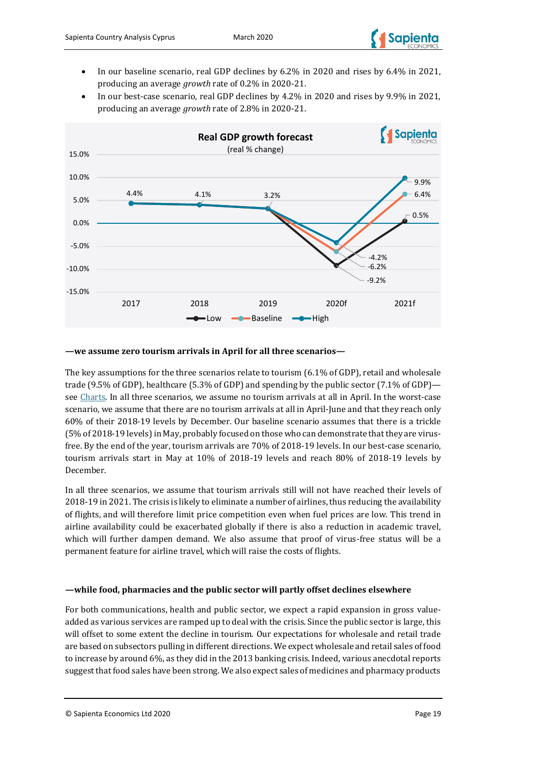- In our baseline scenario, real GDP declines by 6.2% in 2020 and rises by 6.4% in 2021, producing an average *growth* rate of 0.2% in 2020-21.
- In our best-case scenario, real GDP declines by 4.2% in 2020 and rises by 9.9% in 2021, producing an average *growth* rate of 2.8% in 2020-21.

**Real GDP growth forecast**
(real % change)

| | 2017 | 2018 | 2019 | 2020f | 2021f |
|---|---|---|---|---|---|
| Low | 4.4% | 4.1% | 3.2% | -9.2% | 0.5% |
| Baseline | 4.4% | 4.1% | 3.2% | -6.2% | 6.4% |
| High | 4.4% | 4.1% | 3.2% | -4.2% | 9.9% |

**—we assume zero tourism arrivals in April for all three scenarios—**

The key assumptions for the three scenarios relate to tourism (6.1% of GDP), retail and wholesale trade (9.5% of GDP), healthcare (5.3% of GDP) and spending by the public sector (7.1% of GDP)—see Charts. In all three scenarios, we assume no tourism arrivals at all in April. In the worst-case scenario, we assume that there are no tourism arrivals at all in April-June and that they reach only 60% of their 2018-19 levels by December. Our baseline scenario assumes that there is a trickle (5% of 2018-19 levels) in May, probably focused on those who can demonstrate that they are virus-free. By the end of the year, tourism arrivals are 70% of 2018-19 levels. In our best-case scenario, tourism arrivals start in May at 10% of 2018-19 levels and reach 80% of 2018-19 levels by December.

In all three scenarios, we assume that tourism arrivals still will not have reached their levels of 2018-19 in 2021. The crisis is likely to eliminate a number of airlines, thus reducing the availability of flights, and will therefore limit price competition even when fuel prices are low. This trend in airline availability could be exacerbated globally if there is also a reduction in academic travel, which will further dampen demand. We also assume that proof of virus-free status will be a permanent feature for airline travel, which will raise the costs of flights.

**—while food, pharmacies and the public sector will partly offset declines elsewhere**

For both communications, health and public sector, we expect a rapid expansion in gross value-added as various services are ramped up to deal with the crisis. Since the public sector is large, this will offset to some extent the decline in tourism. Our expectations for wholesale and retail trade are based on subsectors pulling in different directions. We expect wholesale and retail sales of food to increase by around 6%, as they did in the 2013 banking crisis. Indeed, various anecdotal reports suggest that food sales have been strong. We also expect sales of medicines and pharmacy products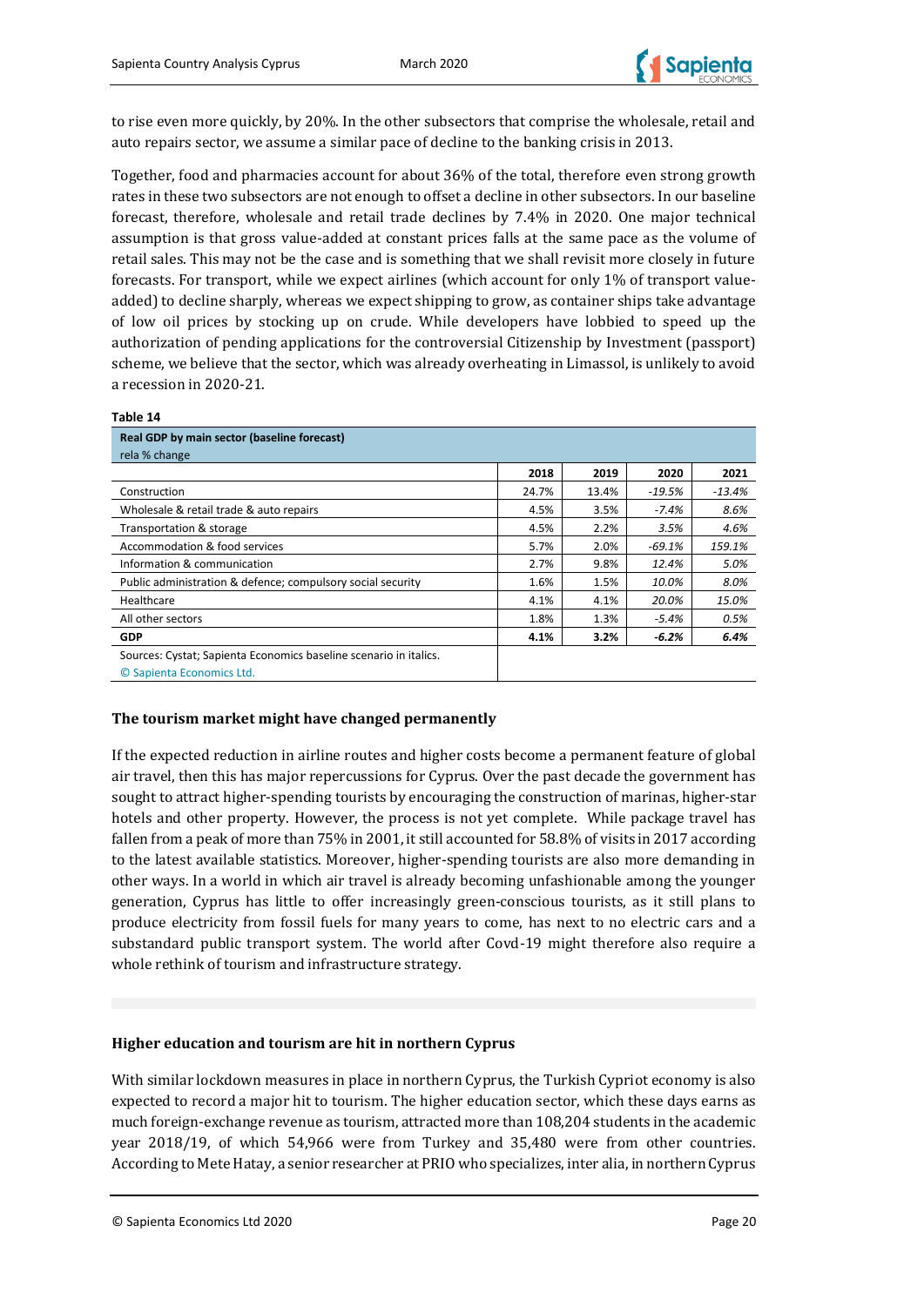to rise even more quickly, by 20%. In the other subsectors that comprise the wholesale, retail and auto repairs sector, we assume a similar pace of decline to the banking crisis in 2013.

Together, food and pharmacies account for about 36% of the total, therefore even strong growth rates in these two subsectors are not enough to offset a decline in other subsectors. In our baseline forecast, therefore, wholesale and retail trade declines by 7.4% in 2020. One major technical assumption is that gross value-added at constant prices falls at the same pace as the volume of retail sales. This may not be the case and is something that we shall revisit more closely in future forecasts. For transport, while we expect airlines (which account for only 1% of transport value-added) to decline sharply, whereas we expect shipping to grow, as container ships take advantage of low oil prices by stocking up on crude. While developers have lobbied to speed up the authorization of pending applications for the controversial Citizenship by Investment (passport) scheme, we believe that the sector, which was already overheating in Limassol, is unlikely to avoid a recession in 2020-21.

**Table 14**

| Real GDP by main sector (baseline forecast)<br>rela % change | | | | |
|---|---|---|---|---|
| | **2018** | **2019** | **2020** | **2021** |
| Construction | 24.7% | 13.4% | *-19.5%* | *-13.4%* |
| Wholesale & retail trade & auto repairs | 4.5% | 3.5% | *-7.4%* | *8.6%* |
| Transportation & storage | 4.5% | 2.2% | *3.5%* | *4.6%* |
| Accommodation & food services | 5.7% | 2.0% | *-69.1%* | *159.1%* |
| Information & communication | 2.7% | 9.8% | *12.4%* | *5.0%* |
| Public administration & defence; compulsory social security | 1.6% | 1.5% | *10.0%* | *8.0%* |
| Healthcare | 4.1% | 4.1% | *20.0%* | *15.0%* |
| All other sectors | 1.8% | 1.3% | *-5.4%* | *0.5%* |
| **GDP** | **4.1%** | **3.2%** | ***-6.2%*** | ***6.4%*** |

Sources: Cystat; Sapienta Economics baseline scenario in italics.
© Sapienta Economics Ltd.

### The tourism market might have changed permanently

If the expected reduction in airline routes and higher costs become a permanent feature of global air travel, then this has major repercussions for Cyprus. Over the past decade the government has sought to attract higher-spending tourists by encouraging the construction of marinas, higher-star hotels and other property. However, the process is not yet complete. While package travel has fallen from a peak of more than 75% in 2001, it still accounted for 58.8% of visits in 2017 according to the latest available statistics. Moreover, higher-spending tourists are also more demanding in other ways. In a world in which air travel is already becoming unfashionable among the younger generation, Cyprus has little to offer increasingly green-conscious tourists, as it still plans to produce electricity from fossil fuels for many years to come, has next to no electric cars and a substandard public transport system. The world after Covd-19 might therefore also require a whole rethink of tourism and infrastructure strategy.

### Higher education and tourism are hit in northern Cyprus

With similar lockdown measures in place in northern Cyprus, the Turkish Cypriot economy is also expected to record a major hit to tourism. The higher education sector, which these days earns as much foreign-exchange revenue as tourism, attracted more than 108,204 students in the academic year 2018/19, of which 54,966 were from Turkey and 35,480 were from other countries. According to Mete Hatay, a senior researcher at PRIO who specializes, inter alia, in northern Cyprus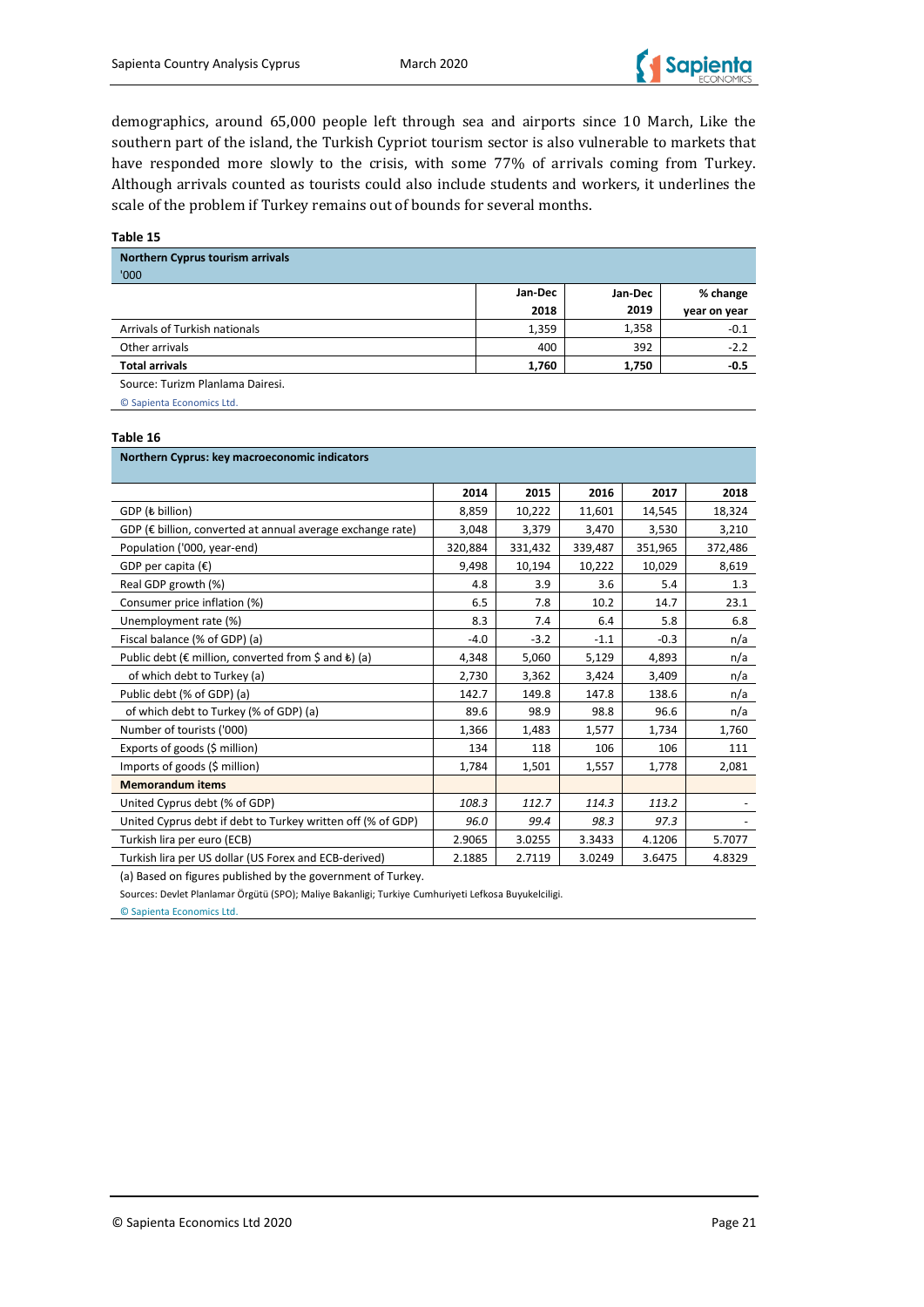demographics, around 65,000 people left through sea and airports since 10 March, Like the southern part of the island, the Turkish Cypriot tourism sector is also vulnerable to markets that have responded more slowly to the crisis, with some 77% of arrivals coming from Turkey. Although arrivals counted as tourists could also include students and workers, it underlines the scale of the problem if Turkey remains out of bounds for several months.

**Table 15**

| Northern Cyprus tourism arrivals '000 | Jan-Dec 2018 | Jan-Dec 2019 | % change year on year |
|---|---|---|---|
| Arrivals of Turkish nationals | 1,359 | 1,358 | -0.1 |
| Other arrivals | 400 | 392 | -2.2 |
| **Total arrivals** | **1,760** | **1,750** | **-0.5** |

Source: Turizm Planlama Dairesi.

© Sapienta Economics Ltd.

**Table 16**

| Northern Cyprus: key macroeconomic indicators | 2014 | 2015 | 2016 | 2017 | 2018 |
|---|---|---|---|---|---|
| GDP (₺ billion) | 8,859 | 10,222 | 11,601 | 14,545 | 18,324 |
| GDP (€ billion, converted at annual average exchange rate) | 3,048 | 3,379 | 3,470 | 3,530 | 3,210 |
| Population ('000, year-end) | 320,884 | 331,432 | 339,487 | 351,965 | 372,486 |
| GDP per capita (€) | 9,498 | 10,194 | 10,222 | 10,029 | 8,619 |
| Real GDP growth (%) | 4.8 | 3.9 | 3.6 | 5.4 | 1.3 |
| Consumer price inflation (%) | 6.5 | 7.8 | 10.2 | 14.7 | 23.1 |
| Unemployment rate (%) | 8.3 | 7.4 | 6.4 | 5.8 | 6.8 |
| Fiscal balance (% of GDP) (a) | -4.0 | -3.2 | -1.1 | -0.3 | n/a |
| Public debt (€ million, converted from $ and ₺) (a) | 4,348 | 5,060 | 5,129 | 4,893 | n/a |
| of which debt to Turkey (a) | 2,730 | 3,362 | 3,424 | 3,409 | n/a |
| Public debt (% of GDP) (a) | 142.7 | 149.8 | 147.8 | 138.6 | n/a |
| of which debt to Turkey (% of GDP) (a) | 89.6 | 98.9 | 98.8 | 96.6 | n/a |
| Number of tourists ('000) | 1,366 | 1,483 | 1,577 | 1,734 | 1,760 |
| Exports of goods ($ million) | 134 | 118 | 106 | 106 | 111 |
| Imports of goods ($ million) | 1,784 | 1,501 | 1,557 | 1,778 | 2,081 |
| **Memorandum items** | | | | | |
| United Cyprus debt (% of GDP) | *108.3* | *112.7* | *114.3* | *113.2* | - |
| United Cyprus debt if debt to Turkey written off (% of GDP) | *96.0* | *99.4* | *98.3* | *97.3* | - |
| Turkish lira per euro (ECB) | 2.9065 | 3.0255 | 3.3433 | 4.1206 | 5.7077 |
| Turkish lira per US dollar (US Forex and ECB-derived) | 2.1885 | 2.7119 | 3.0249 | 3.6475 | 4.8329 |

(a) Based on figures published by the government of Turkey.

Sources: Devlet Planlamar Örgütü (SPO); Maliye Bakanligi; Turkiye Cumhuriyeti Lefkosa Buyukelciligi.

© Sapienta Economics Ltd.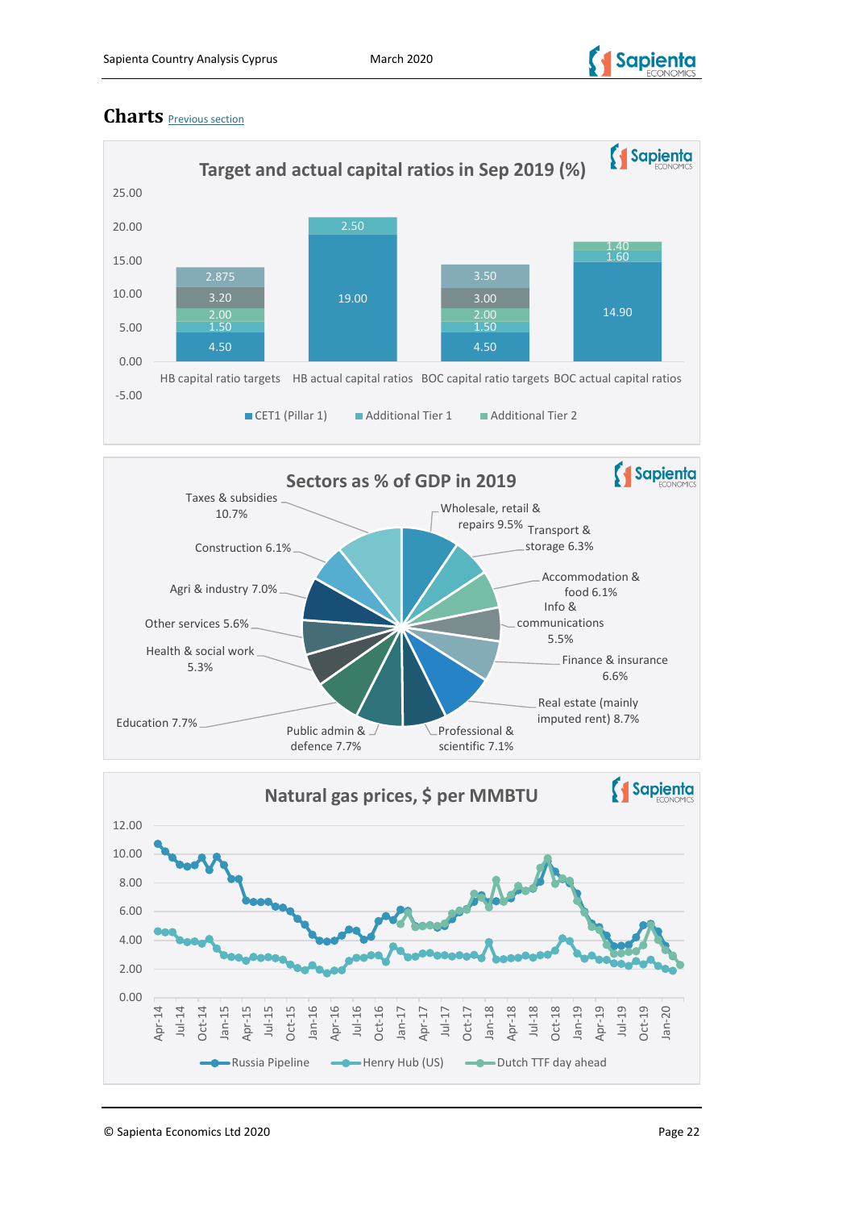## Charts [Previous section](#)

Target and actual capital ratios in Sep 2019 (%)

25.00
20.00
15.00
10.00
5.00
0.00
-5.00

HB capital ratio targets: 4.50, 1.50, 2.00, 3.20, 2.875
HB actual capital ratios: 19.00, 2.50
BOC capital ratio targets: 4.50, 1.50, 2.00, 3.00, 3.50
BOC actual capital ratios: 14.90, 1.60, 1.40

CET1 (Pillar 1)
Additional Tier 1
Additional Tier 2

Sectors as % of GDP in 2019

Taxes & subsidies 10.7%
Wholesale, retail & repairs 9.5%
Transport & storage 6.3%
Accommodation & food 6.1%
Info & communications 5.5%
Finance & insurance 6.6%
Real estate (mainly imputed rent) 8.7%
Professional & scientific 7.1%
Public admin & defence 7.7%
Education 7.7%
Health & social work 5.3%
Other services 5.6%
Agri & industry 7.0%
Construction 6.1%

Natural gas prices, $ per MMBTU

12.00
10.00
8.00
6.00
4.00
2.00
0.00

Apr-14, Jul-14, Oct-14, Jan-15, Apr-15, Jul-15, Oct-15, Jan-16, Apr-16, Jul-16, Oct-16, Jan-17, Apr-17, Jul-17, Oct-17, Jan-18, Apr-18, Jul-18, Oct-18, Jan-19, Apr-19, Jul-19, Oct-19, Jan-20

Russia Pipeline
Henry Hub (US)
Dutch TTF day ahead

© Sapienta Economics Ltd 2020